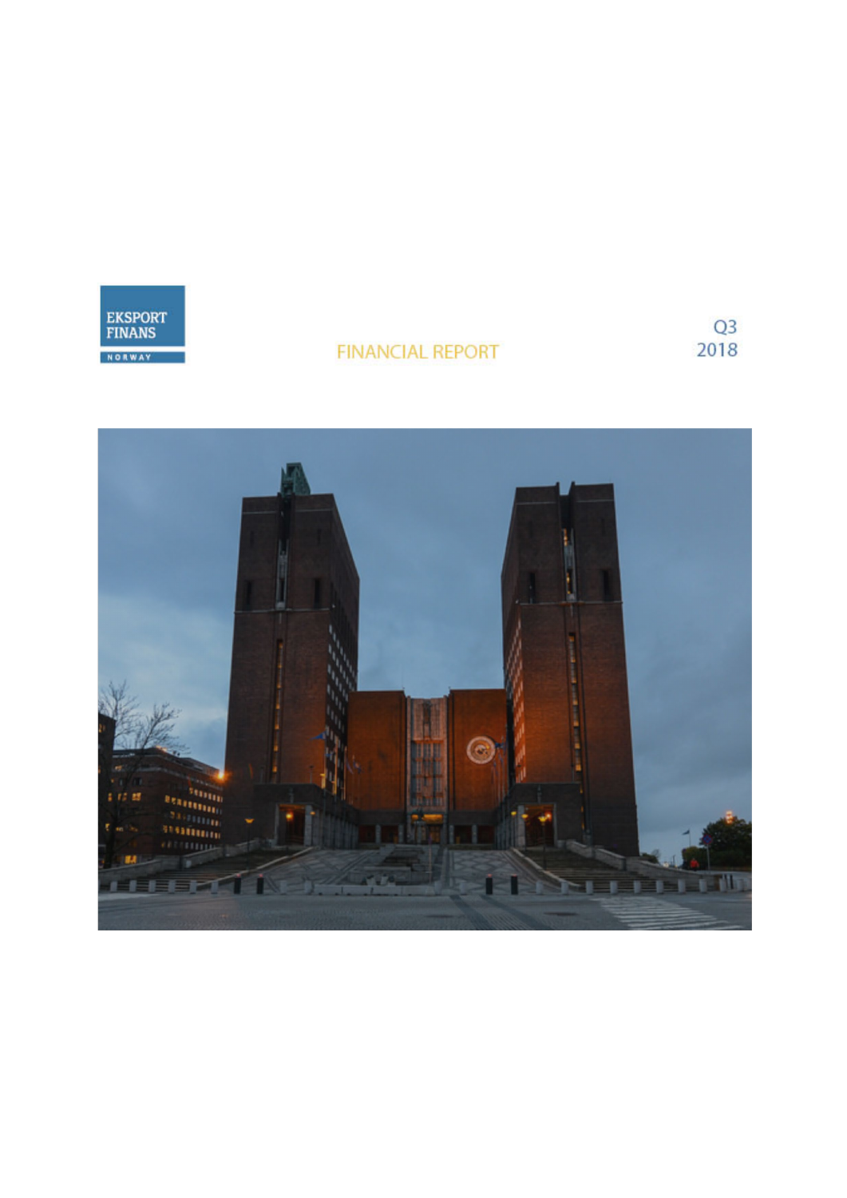EKSPORT FINANS NORWAY

# FINANCIAL REPORT

Q3 2018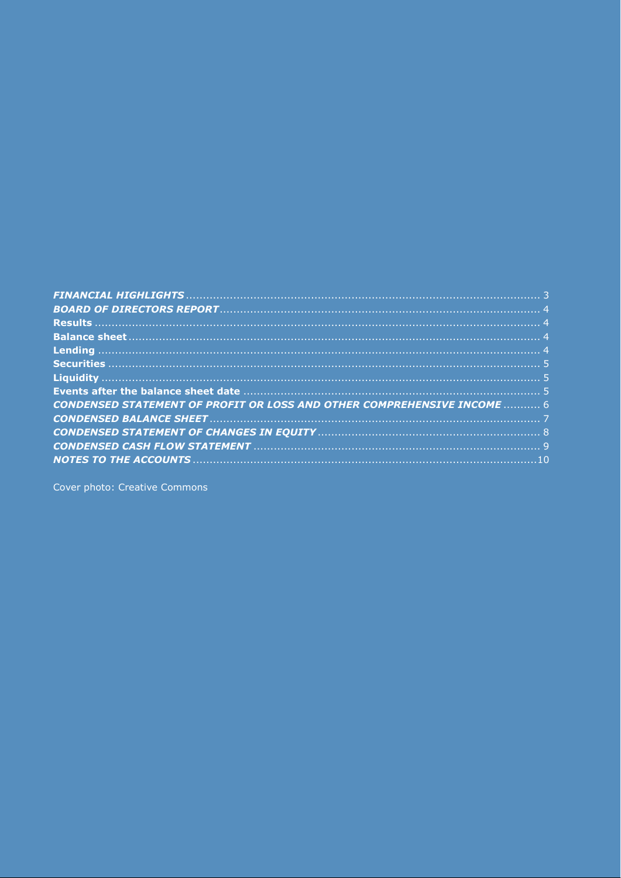***FINANCIAL HIGHLIGHTS*** ...... 3
***BOARD OF DIRECTORS REPORT*** ...... 4
**Results** ...... 4
**Balance sheet** ...... 4
**Lending** ...... 4
**Securities** ...... 5
**Liquidity** ...... 5
**Events after the balance sheet date** ...... 5
***CONDENSED STATEMENT OF PROFIT OR LOSS AND OTHER COMPREHENSIVE INCOME*** ...... 6
***CONDENSED BALANCE SHEET*** ...... 7
***CONDENSED STATEMENT OF CHANGES IN EQUITY*** ...... 8
***CONDENSED CASH FLOW STATEMENT*** ...... 9
***NOTES TO THE ACCOUNTS*** ...... 10

Cover photo: Creative Commons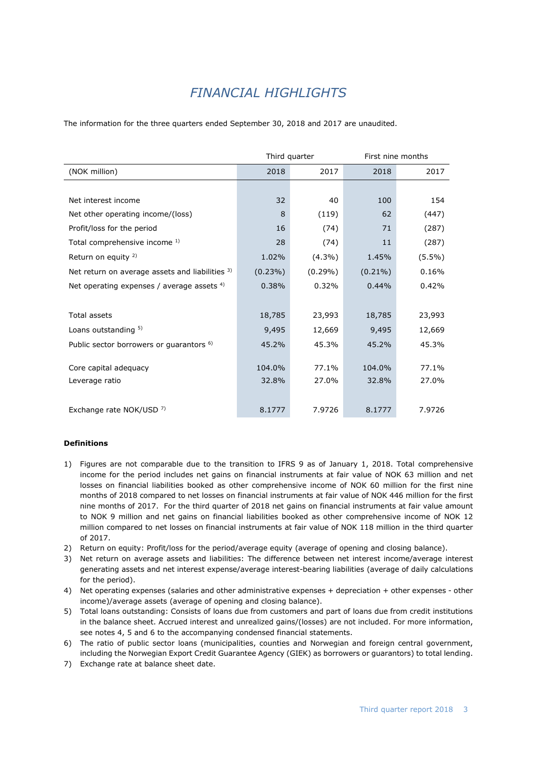# FINANCIAL HIGHLIGHTS

The information for the three quarters ended September 30, 2018 and 2017 are unaudited.

| | Third quarter | | First nine months | |
|---|---|---|---|---|
| (NOK million) | 2018 | 2017 | 2018 | 2017 |
| | | | | |
| Net interest income | 32 | 40 | 100 | 154 |
| Net other operating income/(loss) | 8 | (119) | 62 | (447) |
| Profit/loss for the period | 16 | (74) | 71 | (287) |
| Total comprehensive income [1] | 28 | (74) | 11 | (287) |
| Return on equity [2] | 1.02% | (4.3%) | 1.45% | (5.5%) |
| Net return on average assets and liabilities [3] | (0.23%) | (0.29%) | (0.21%) | 0.16% |
| Net operating expenses / average assets [4] | 0.38% | 0.32% | 0.44% | 0.42% |
| | | | | |
| Total assets | 18,785 | 23,993 | 18,785 | 23,993 |
| Loans outstanding [5] | 9,495 | 12,669 | 9,495 | 12,669 |
| Public sector borrowers or guarantors [6] | 45.2% | 45.3% | 45.2% | 45.3% |
| | | | | |
| Core capital adequacy | 104.0% | 77.1% | 104.0% | 77.1% |
| Leverage ratio | 32.8% | 27.0% | 32.8% | 27.0% |
| | | | | |
| Exchange rate NOK/USD [7] | 8.1777 | 7.9726 | 8.1777 | 7.9726 |

**Definitions**

1) Figures are not comparable due to the transition to IFRS 9 as of January 1, 2018. Total comprehensive income for the period includes net gains on financial instruments at fair value of NOK 63 million and net losses on financial liabilities booked as other comprehensive income of NOK 60 million for the first nine months of 2018 compared to net losses on financial instruments at fair value of NOK 446 million for the first nine months of 2017. For the third quarter of 2018 net gains on financial instruments at fair value amount to NOK 9 million and net gains on financial liabilities booked as other comprehensive income of NOK 12 million compared to net losses on financial instruments at fair value of NOK 118 million in the third quarter of 2017.
2) Return on equity: Profit/loss for the period/average equity (average of opening and closing balance).
3) Net return on average assets and liabilities: The difference between net interest income/average interest generating assets and net interest expense/average interest-bearing liabilities (average of daily calculations for the period).
4) Net operating expenses (salaries and other administrative expenses + depreciation + other expenses - other income)/average assets (average of opening and closing balance).
5) Total loans outstanding: Consists of loans due from customers and part of loans due from credit institutions in the balance sheet. Accrued interest and unrealized gains/(losses) are not included. For more information, see notes 4, 5 and 6 to the accompanying condensed financial statements.
6) The ratio of public sector loans (municipalities, counties and Norwegian and foreign central government, including the Norwegian Export Credit Guarantee Agency (GIEK) as borrowers or guarantors) to total lending.
7) Exchange rate at balance sheet date.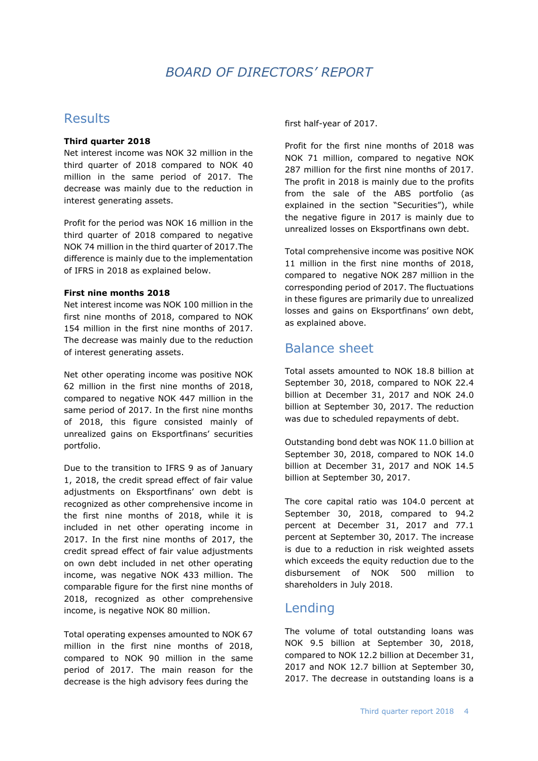# BOARD OF DIRECTORS' REPORT

## Results

**Third quarter 2018**

Net interest income was NOK 32 million in the third quarter of 2018 compared to NOK 40 million in the same period of 2017. The decrease was mainly due to the reduction in interest generating assets.

Profit for the period was NOK 16 million in the third quarter of 2018 compared to negative NOK 74 million in the third quarter of 2017.The difference is mainly due to the implementation of IFRS in 2018 as explained below.

**First nine months 2018**

Net interest income was NOK 100 million in the first nine months of 2018, compared to NOK 154 million in the first nine months of 2017. The decrease was mainly due to the reduction of interest generating assets.

Net other operating income was positive NOK 62 million in the first nine months of 2018, compared to negative NOK 447 million in the same period of 2017. In the first nine months of 2018, this figure consisted mainly of unrealized gains on Eksportfinans' securities portfolio.

Due to the transition to IFRS 9 as of January 1, 2018, the credit spread effect of fair value adjustments on Eksportfinans' own debt is recognized as other comprehensive income in the first nine months of 2018, while it is included in net other operating income in 2017. In the first nine months of 2017, the credit spread effect of fair value adjustments on own debt included in net other operating income, was negative NOK 433 million. The comparable figure for the first nine months of 2018, recognized as other comprehensive income, is negative NOK 80 million.

Total operating expenses amounted to NOK 67 million in the first nine months of 2018, compared to NOK 90 million in the same period of 2017. The main reason for the decrease is the high advisory fees during the first half-year of 2017.

Profit for the first nine months of 2018 was NOK 71 million, compared to negative NOK 287 million for the first nine months of 2017. The profit in 2018 is mainly due to the profits from the sale of the ABS portfolio (as explained in the section "Securities"), while the negative figure in 2017 is mainly due to unrealized losses on Eksportfinans own debt.

Total comprehensive income was positive NOK 11 million in the first nine months of 2018, compared to negative NOK 287 million in the corresponding period of 2017. The fluctuations in these figures are primarily due to unrealized losses and gains on Eksportfinans' own debt, as explained above.

## Balance sheet

Total assets amounted to NOK 18.8 billion at September 30, 2018, compared to NOK 22.4 billion at December 31, 2017 and NOK 24.0 billion at September 30, 2017. The reduction was due to scheduled repayments of debt.

Outstanding bond debt was NOK 11.0 billion at September 30, 2018, compared to NOK 14.0 billion at December 31, 2017 and NOK 14.5 billion at September 30, 2017.

The core capital ratio was 104.0 percent at September 30, 2018, compared to 94.2 percent at December 31, 2017 and 77.1 percent at September 30, 2017. The increase is due to a reduction in risk weighted assets which exceeds the equity reduction due to the disbursement of NOK 500 million to shareholders in July 2018.

## Lending

The volume of total outstanding loans was NOK 9.5 billion at September 30, 2018, compared to NOK 12.2 billion at December 31, 2017 and NOK 12.7 billion at September 30, 2017. The decrease in outstanding loans is a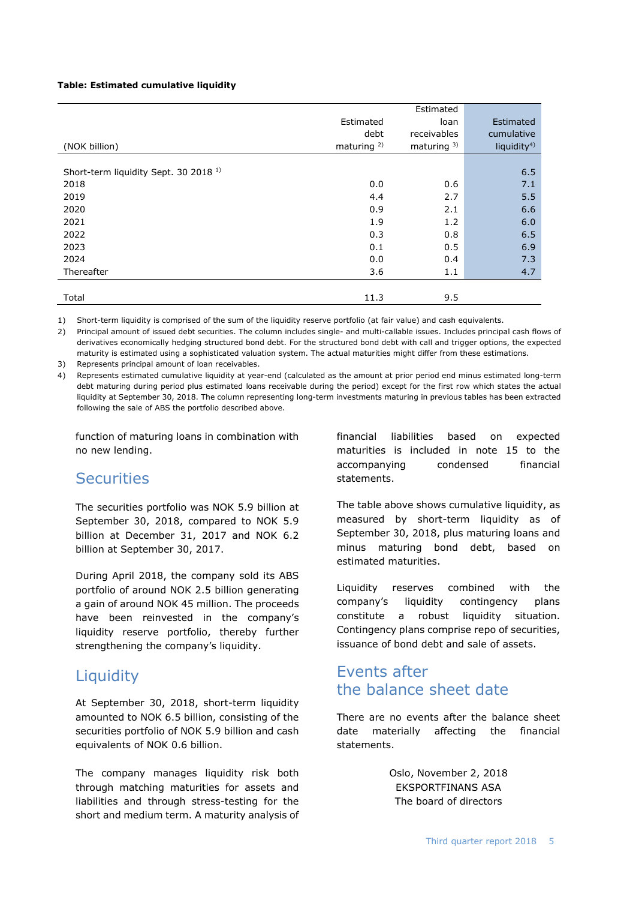**Table: Estimated cumulative liquidity**

| (NOK billion) | Estimated debt maturing [2] | Estimated loan receivables maturing [3] | Estimated cumulative liquidity[4] |
|---|---|---|---|
| Short-term liquidity Sept. 30 2018 [1] | | | 6.5 |
| 2018 | 0.0 | 0.6 | 7.1 |
| 2019 | 4.4 | 2.7 | 5.5 |
| 2020 | 0.9 | 2.1 | 6.6 |
| 2021 | 1.9 | 1.2 | 6.0 |
| 2022 | 0.3 | 0.8 | 6.5 |
| 2023 | 0.1 | 0.5 | 6.9 |
| 2024 | 0.0 | 0.4 | 7.3 |
| Thereafter | 3.6 | 1.1 | 4.7 |
| Total | 11.3 | 9.5 | |

1) Short-term liquidity is comprised of the sum of the liquidity reserve portfolio (at fair value) and cash equivalents.
2) Principal amount of issued debt securities. The column includes single- and multi-callable issues. Includes principal cash flows of derivatives economically hedging structured bond debt. For the structured bond debt with call and trigger options, the expected maturity is estimated using a sophisticated valuation system. The actual maturities might differ from these estimations.
3) Represents principal amount of loan receivables.
4) Represents estimated cumulative liquidity at year-end (calculated as the amount at prior period end minus estimated long-term debt maturing during period plus estimated loans receivable during the period) except for the first row which states the actual liquidity at September 30, 2018. The column representing long-term investments maturing in previous tables has been extracted following the sale of ABS the portfolio described above.

function of maturing loans in combination with no new lending.

## Securities

The securities portfolio was NOK 5.9 billion at September 30, 2018, compared to NOK 5.9 billion at December 31, 2017 and NOK 6.2 billion at September 30, 2017.

During April 2018, the company sold its ABS portfolio of around NOK 2.5 billion generating a gain of around NOK 45 million. The proceeds have been reinvested in the company's liquidity reserve portfolio, thereby further strengthening the company's liquidity.

## Liquidity

At September 30, 2018, short-term liquidity amounted to NOK 6.5 billion, consisting of the securities portfolio of NOK 5.9 billion and cash equivalents of NOK 0.6 billion.

The company manages liquidity risk both through matching maturities for assets and liabilities and through stress-testing for the short and medium term. A maturity analysis of financial liabilities based on expected maturities is included in note 15 to the accompanying condensed financial statements.

The table above shows cumulative liquidity, as measured by short-term liquidity as of September 30, 2018, plus maturing loans and minus maturing bond debt, based on estimated maturities.

Liquidity reserves combined with the company's liquidity contingency plans constitute a robust liquidity situation. Contingency plans comprise repo of securities, issuance of bond debt and sale of assets.

## Events after the balance sheet date

There are no events after the balance sheet date materially affecting the financial statements.

Oslo, November 2, 2018
EKSPORTFINANS ASA
The board of directors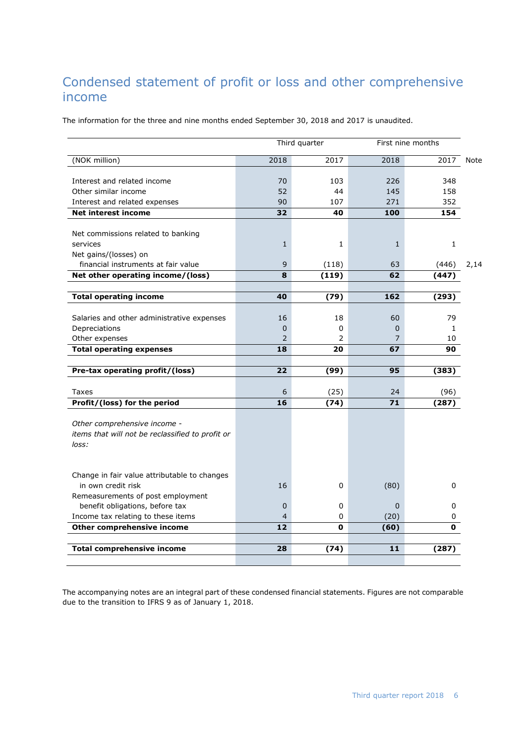# Condensed statement of profit or loss and other comprehensive income

The information for the three and nine months ended September 30, 2018 and 2017 is unaudited.

| | Third quarter | | First nine months | | |
|---|---|---|---|---|---|
| (NOK million) | 2018 | 2017 | 2018 | 2017 | Note |
| Interest and related income | 70 | 103 | 226 | 348 | |
| Other similar income | 52 | 44 | 145 | 158 | |
| Interest and related expenses | 90 | 107 | 271 | 352 | |
| **Net interest income** | **32** | **40** | **100** | **154** | |
| Net commissions related to banking services | 1 | 1 | 1 | 1 | |
| Net gains/(losses) on financial instruments at fair value | 9 | (118) | 63 | (446) | 2,14 |
| **Net other operating income/(loss)** | **8** | **(119)** | **62** | **(447)** | |
| **Total operating income** | **40** | **(79)** | **162** | **(293)** | |
| Salaries and other administrative expenses | 16 | 18 | 60 | 79 | |
| Depreciations | 0 | 0 | 0 | 1 | |
| Other expenses | 2 | 2 | 7 | 10 | |
| **Total operating expenses** | **18** | **20** | **67** | **90** | |
| **Pre-tax operating profit/(loss)** | **22** | **(99)** | **95** | **(383)** | |
| Taxes | 6 | (25) | 24 | (96) | |
| **Profit/(loss) for the period** | **16** | **(74)** | **71** | **(287)** | |
| *Other comprehensive income - items that will not be reclassified to profit or loss:* | | | | | |
| Change in fair value attributable to changes in own credit risk | 16 | 0 | (80) | 0 | |
| Remeasurements of post employment benefit obligations, before tax | 0 | 0 | 0 | 0 | |
| Income tax relating to these items | 4 | 0 | (20) | 0 | |
| **Other comprehensive income** | **12** | **0** | **(60)** | **0** | |
| **Total comprehensive income** | **28** | **(74)** | **11** | **(287)** | |

The accompanying notes are an integral part of these condensed financial statements. Figures are not comparable due to the transition to IFRS 9 as of January 1, 2018.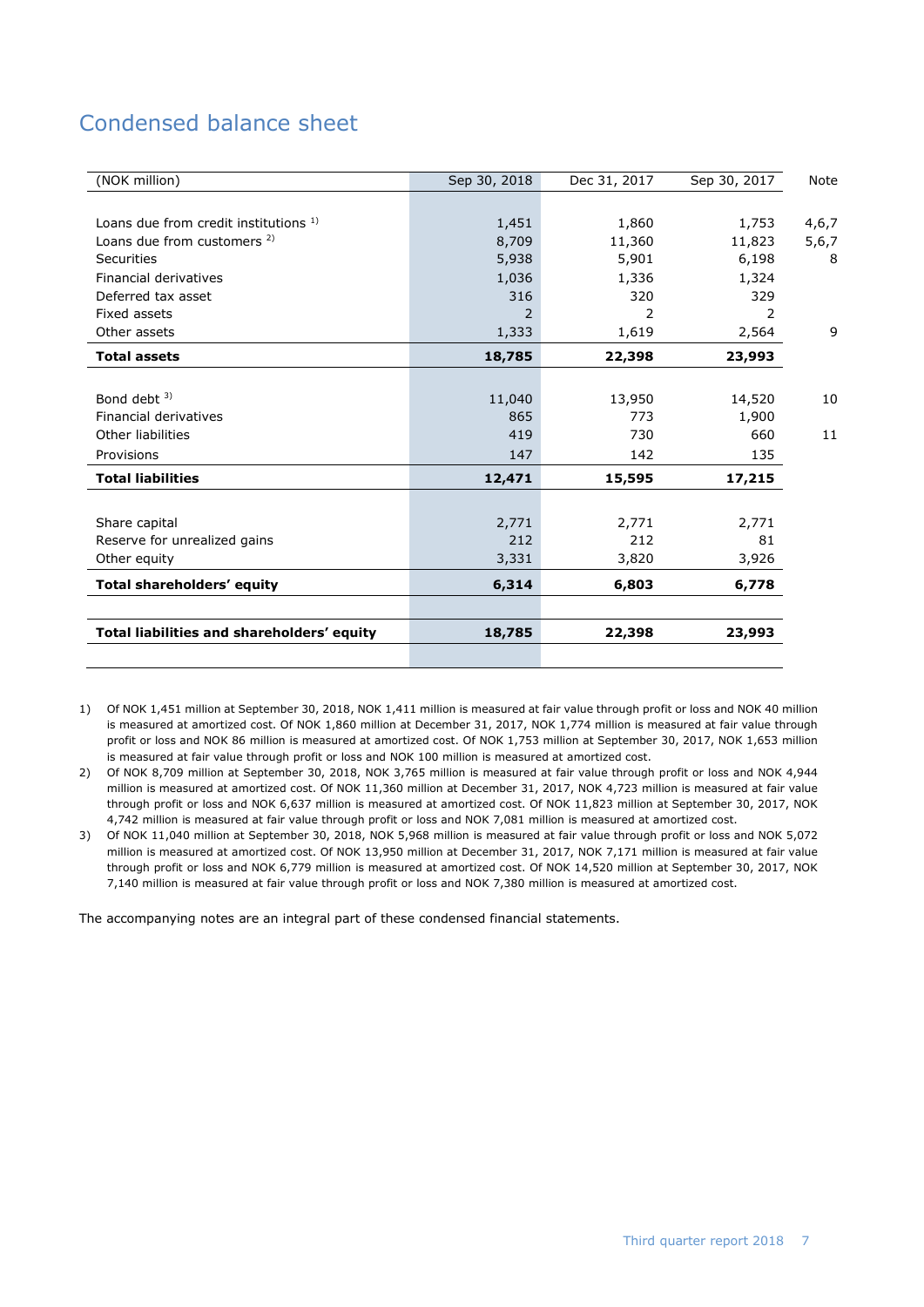# Condensed balance sheet

| (NOK million) | Sep 30, 2018 | Dec 31, 2017 | Sep 30, 2017 | Note |
|---|---|---|---|---|
| Loans due from credit institutions [1] | 1,451 | 1,860 | 1,753 | 4,6,7 |
| Loans due from customers [2] | 8,709 | 11,360 | 11,823 | 5,6,7 |
| Securities | 5,938 | 5,901 | 6,198 | 8 |
| Financial derivatives | 1,036 | 1,336 | 1,324 | |
| Deferred tax asset | 316 | 320 | 329 | |
| Fixed assets | 2 | 2 | 2 | |
| Other assets | 1,333 | 1,619 | 2,564 | 9 |
| **Total assets** | **18,785** | **22,398** | **23,993** | |
| Bond debt [3] | 11,040 | 13,950 | 14,520 | 10 |
| Financial derivatives | 865 | 773 | 1,900 | |
| Other liabilities | 419 | 730 | 660 | 11 |
| Provisions | 147 | 142 | 135 | |
| **Total liabilities** | **12,471** | **15,595** | **17,215** | |
| Share capital | 2,771 | 2,771 | 2,771 | |
| Reserve for unrealized gains | 212 | 212 | 81 | |
| Other equity | 3,331 | 3,820 | 3,926 | |
| **Total shareholders' equity** | **6,314** | **6,803** | **6,778** | |
| **Total liabilities and shareholders' equity** | **18,785** | **22,398** | **23,993** | |

1) Of NOK 1,451 million at September 30, 2018, NOK 1,411 million is measured at fair value through profit or loss and NOK 40 million is measured at amortized cost. Of NOK 1,860 million at December 31, 2017, NOK 1,774 million is measured at fair value through profit or loss and NOK 86 million is measured at amortized cost. Of NOK 1,753 million at September 30, 2017, NOK 1,653 million is measured at fair value through profit or loss and NOK 100 million is measured at amortized cost.

2) Of NOK 8,709 million at September 30, 2018, NOK 3,765 million is measured at fair value through profit or loss and NOK 4,944 million is measured at amortized cost. Of NOK 11,360 million at December 31, 2017, NOK 4,723 million is measured at fair value through profit or loss and NOK 6,637 million is measured at amortized cost. Of NOK 11,823 million at September 30, 2017, NOK 4,742 million is measured at fair value through profit or loss and NOK 7,081 million is measured at amortized cost.

3) Of NOK 11,040 million at September 30, 2018, NOK 5,968 million is measured at fair value through profit or loss and NOK 5,072 million is measured at amortized cost. Of NOK 13,950 million at December 31, 2017, NOK 7,171 million is measured at fair value through profit or loss and NOK 6,779 million is measured at amortized cost. Of NOK 14,520 million at September 30, 2017, NOK 7,140 million is measured at fair value through profit or loss and NOK 7,380 million is measured at amortized cost.

The accompanying notes are an integral part of these condensed financial statements.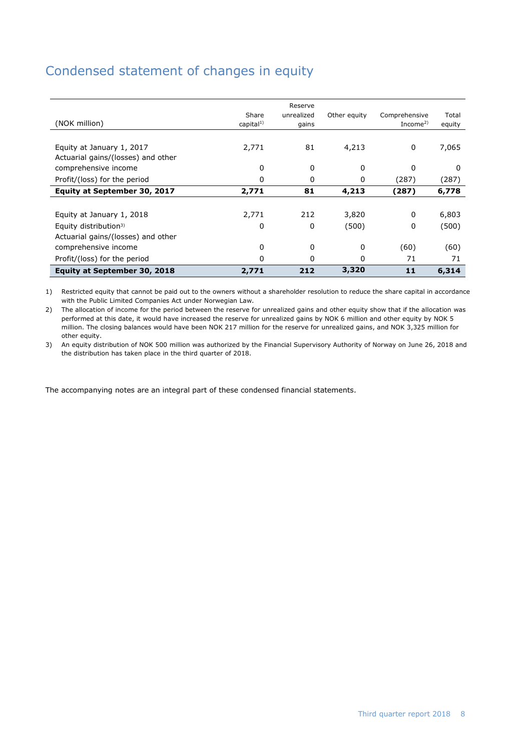## Condensed statement of changes in equity

| (NOK million) | Share capital[1] | Reserve unrealized gains | Other equity | Comprehensive Income[2] | Total equity |
|---|---|---|---|---|---|
| Equity at January 1, 2017 | 2,771 | 81 | 4,213 | 0 | 7,065 |
| Actuarial gains/(losses) and other comprehensive income | 0 | 0 | 0 | 0 | 0 |
| Profit/(loss) for the period | 0 | 0 | 0 | (287) | (287) |
| **Equity at September 30, 2017** | **2,771** | **81** | **4,213** | **(287)** | **6,778** |
| | | | | | |
| Equity at January 1, 2018 | 2,771 | 212 | 3,820 | 0 | 6,803 |
| Equity distribution[3] | 0 | 0 | (500) | 0 | (500) |
| Actuarial gains/(losses) and other comprehensive income | 0 | 0 | 0 | (60) | (60) |
| Profit/(loss) for the period | 0 | 0 | 0 | 71 | 71 |
| **Equity at September 30, 2018** | **2,771** | **212** | **3,320** | **11** | **6,314** |

1) Restricted equity that cannot be paid out to the owners without a shareholder resolution to reduce the share capital in accordance with the Public Limited Companies Act under Norwegian Law.

2) The allocation of income for the period between the reserve for unrealized gains and other equity show that if the allocation was performed at this date, it would have increased the reserve for unrealized gains by NOK 6 million and other equity by NOK 5 million. The closing balances would have been NOK 217 million for the reserve for unrealized gains, and NOK 3,325 million for other equity.

3) An equity distribution of NOK 500 million was authorized by the Financial Supervisory Authority of Norway on June 26, 2018 and the distribution has taken place in the third quarter of 2018.

The accompanying notes are an integral part of these condensed financial statements.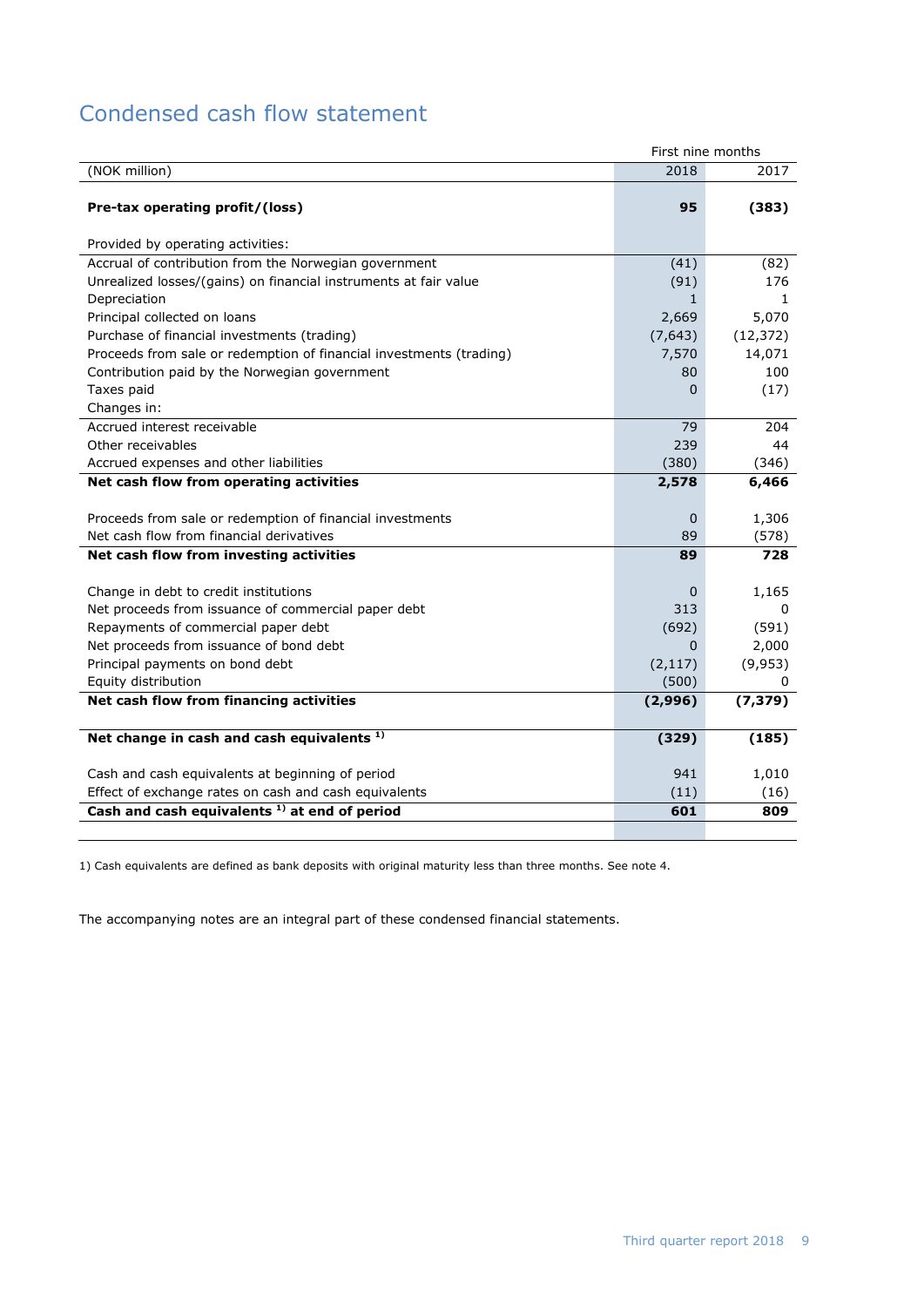# Condensed cash flow statement

| (NOK million) | First nine months 2018 | 2017 |
|---|---|---|
| **Pre-tax operating profit/(loss)** | **95** | **(383)** |
| Provided by operating activities: | | |
| Accrual of contribution from the Norwegian government | (41) | (82) |
| Unrealized losses/(gains) on financial instruments at fair value | (91) | 176 |
| Depreciation | 1 | 1 |
| Principal collected on loans | 2,669 | 5,070 |
| Purchase of financial investments (trading) | (7,643) | (12,372) |
| Proceeds from sale or redemption of financial investments (trading) | 7,570 | 14,071 |
| Contribution paid by the Norwegian government | 80 | 100 |
| Taxes paid | 0 | (17) |
| Changes in: | | |
| Accrued interest receivable | 79 | 204 |
| Other receivables | 239 | 44 |
| Accrued expenses and other liabilities | (380) | (346) |
| **Net cash flow from operating activities** | **2,578** | **6,466** |
| Proceeds from sale or redemption of financial investments | 0 | 1,306 |
| Net cash flow from financial derivatives | 89 | (578) |
| **Net cash flow from investing activities** | **89** | **728** |
| Change in debt to credit institutions | 0 | 1,165 |
| Net proceeds from issuance of commercial paper debt | 313 | 0 |
| Repayments of commercial paper debt | (692) | (591) |
| Net proceeds from issuance of bond debt | 0 | 2,000 |
| Principal payments on bond debt | (2,117) | (9,953) |
| Equity distribution | (500) | 0 |
| **Net cash flow from financing activities** | **(2,996)** | **(7,379)** |
| **Net change in cash and cash equivalents [1]** | **(329)** | **(185)** |
| Cash and cash equivalents at beginning of period | 941 | 1,010 |
| Effect of exchange rates on cash and cash equivalents | (11) | (16) |
| **Cash and cash equivalents [1] at end of period** | **601** | **809** |

1) Cash equivalents are defined as bank deposits with original maturity less than three months. See note 4.

The accompanying notes are an integral part of these condensed financial statements.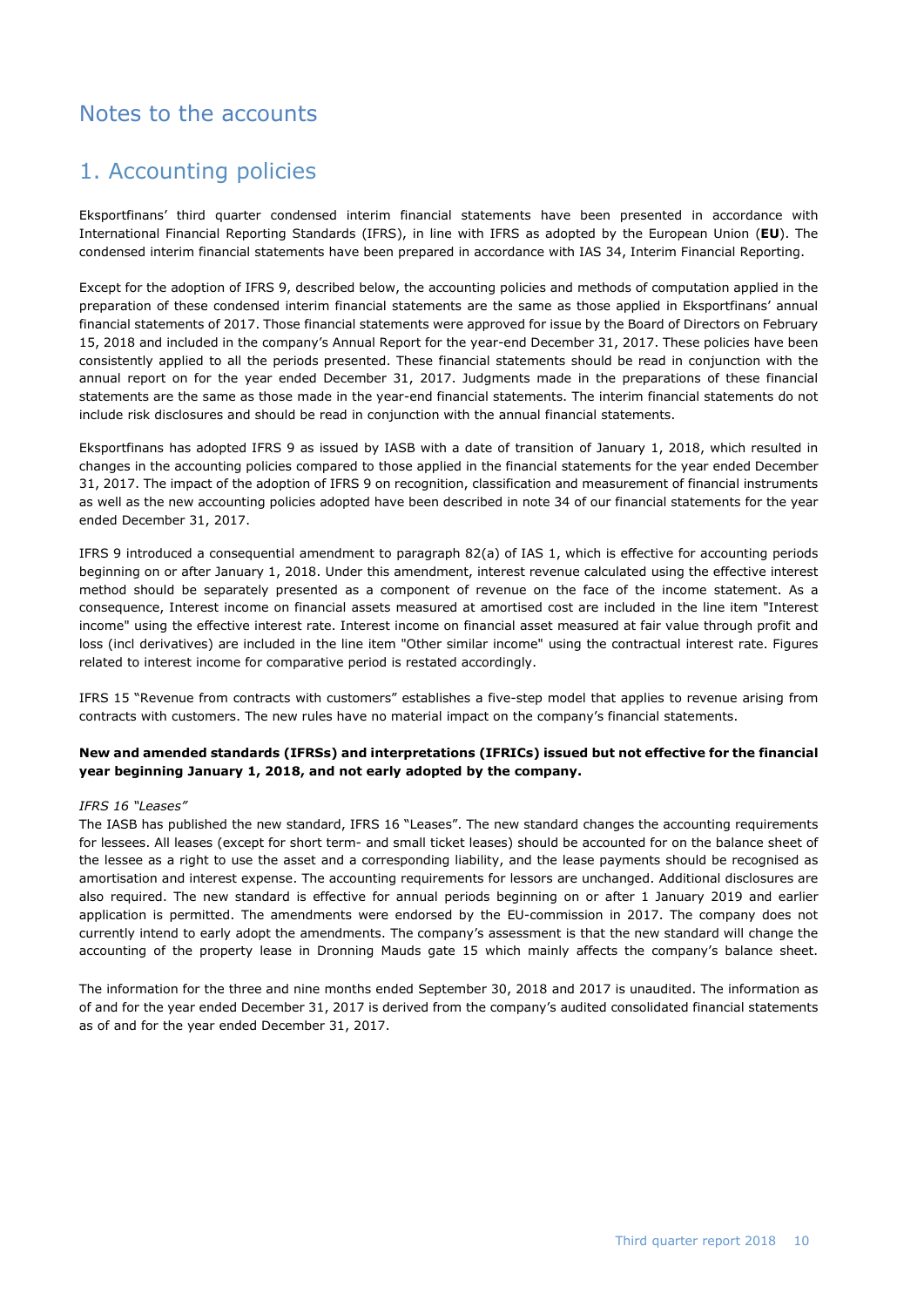# Notes to the accounts

## 1. Accounting policies

Eksportfinans' third quarter condensed interim financial statements have been presented in accordance with International Financial Reporting Standards (IFRS), in line with IFRS as adopted by the European Union (**EU**). The condensed interim financial statements have been prepared in accordance with IAS 34, Interim Financial Reporting.

Except for the adoption of IFRS 9, described below, the accounting policies and methods of computation applied in the preparation of these condensed interim financial statements are the same as those applied in Eksportfinans' annual financial statements of 2017. Those financial statements were approved for issue by the Board of Directors on February 15, 2018 and included in the company's Annual Report for the year-end December 31, 2017. These policies have been consistently applied to all the periods presented. These financial statements should be read in conjunction with the annual report on for the year ended December 31, 2017. Judgments made in the preparations of these financial statements are the same as those made in the year-end financial statements. The interim financial statements do not include risk disclosures and should be read in conjunction with the annual financial statements.

Eksportfinans has adopted IFRS 9 as issued by IASB with a date of transition of January 1, 2018, which resulted in changes in the accounting policies compared to those applied in the financial statements for the year ended December 31, 2017. The impact of the adoption of IFRS 9 on recognition, classification and measurement of financial instruments as well as the new accounting policies adopted have been described in note 34 of our financial statements for the year ended December 31, 2017.

IFRS 9 introduced a consequential amendment to paragraph 82(a) of IAS 1, which is effective for accounting periods beginning on or after January 1, 2018. Under this amendment, interest revenue calculated using the effective interest method should be separately presented as a component of revenue on the face of the income statement. As a consequence, Interest income on financial assets measured at amortised cost are included in the line item "Interest income" using the effective interest rate. Interest income on financial asset measured at fair value through profit and loss (incl derivatives) are included in the line item "Other similar income" using the contractual interest rate. Figures related to interest income for comparative period is restated accordingly.

IFRS 15 "Revenue from contracts with customers" establishes a five-step model that applies to revenue arising from contracts with customers. The new rules have no material impact on the company's financial statements.

**New and amended standards (IFRSs) and interpretations (IFRICs) issued but not effective for the financial year beginning January 1, 2018, and not early adopted by the company.**

*IFRS 16 "Leases"*

The IASB has published the new standard, IFRS 16 "Leases". The new standard changes the accounting requirements for lessees. All leases (except for short term- and small ticket leases) should be accounted for on the balance sheet of the lessee as a right to use the asset and a corresponding liability, and the lease payments should be recognised as amortisation and interest expense. The accounting requirements for lessors are unchanged. Additional disclosures are also required. The new standard is effective for annual periods beginning on or after 1 January 2019 and earlier application is permitted. The amendments were endorsed by the EU-commission in 2017. The company does not currently intend to early adopt the amendments. The company's assessment is that the new standard will change the accounting of the property lease in Dronning Mauds gate 15 which mainly affects the company's balance sheet.

The information for the three and nine months ended September 30, 2018 and 2017 is unaudited. The information as of and for the year ended December 31, 2017 is derived from the company's audited consolidated financial statements as of and for the year ended December 31, 2017.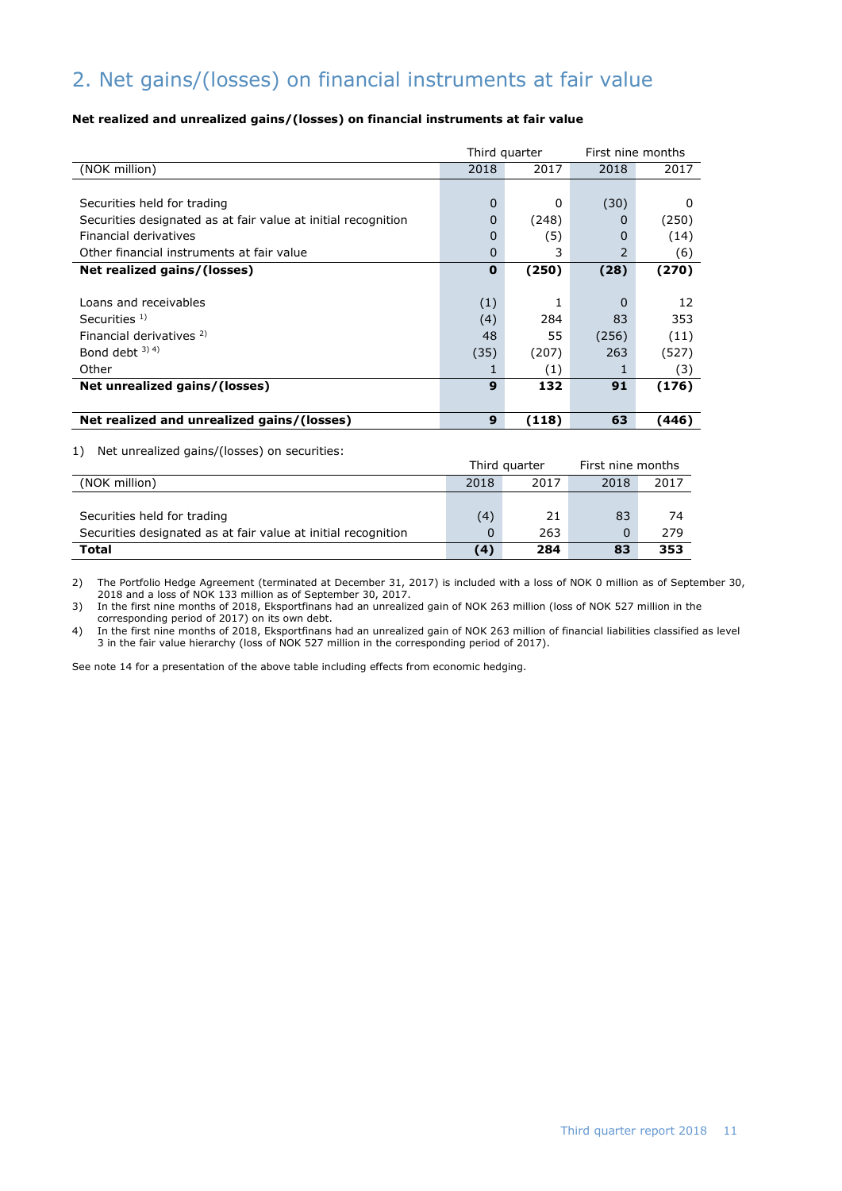# 2. Net gains/(losses) on financial instruments at fair value

**Net realized and unrealized gains/(losses) on financial instruments at fair value**

| | Third quarter | | First nine months | |
|---|---|---|---|---|
| (NOK million) | 2018 | 2017 | 2018 | 2017 |
| | | | | |
| Securities held for trading | 0 | 0 | (30) | 0 |
| Securities designated as at fair value at initial recognition | 0 | (248) | 0 | (250) |
| Financial derivatives | 0 | (5) | 0 | (14) |
| Other financial instruments at fair value | 0 | 3 | 2 | (6) |
| **Net realized gains/(losses)** | **0** | **(250)** | **(28)** | **(270)** |
| | | | | |
| Loans and receivables | (1) | 1 | 0 | 12 |
| Securities [1] | (4) | 284 | 83 | 353 |
| Financial derivatives [2] | 48 | 55 | (256) | (11) |
| Bond debt [3] [4] | (35) | (207) | 263 | (527) |
| Other | 1 | (1) | 1 | (3) |
| **Net unrealized gains/(losses)** | **9** | **132** | **91** | **(176)** |
| | | | | |
| **Net realized and unrealized gains/(losses)** | **9** | **(118)** | **63** | **(446)** |

1) Net unrealized gains/(losses) on securities:

| | Third quarter | | First nine months | |
|---|---|---|---|---|
| (NOK million) | 2018 | 2017 | 2018 | 2017 |
| | | | | |
| Securities held for trading | (4) | 21 | 83 | 74 |
| Securities designated as at fair value at initial recognition | 0 | 263 | 0 | 279 |
| **Total** | **(4)** | **284** | **83** | **353** |

2) The Portfolio Hedge Agreement (terminated at December 31, 2017) is included with a loss of NOK 0 million as of September 30, 2018 and a loss of NOK 133 million as of September 30, 2017.

3) In the first nine months of 2018, Eksportfinans had an unrealized gain of NOK 263 million (loss of NOK 527 million in the corresponding period of 2017) on its own debt.

4) In the first nine months of 2018, Eksportfinans had an unrealized gain of NOK 263 million of financial liabilities classified as level 3 in the fair value hierarchy (loss of NOK 527 million in the corresponding period of 2017).

See note 14 for a presentation of the above table including effects from economic hedging.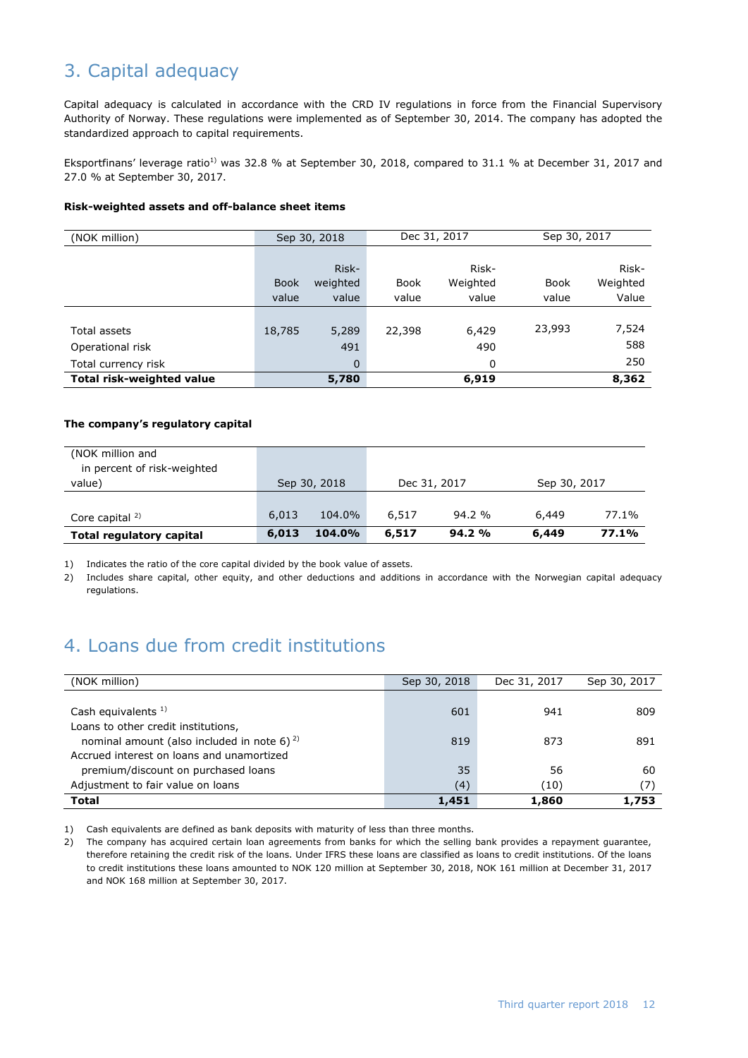## 3. Capital adequacy

Capital adequacy is calculated in accordance with the CRD IV regulations in force from the Financial Supervisory Authority of Norway. These regulations were implemented as of September 30, 2014. The company has adopted the standardized approach to capital requirements.

Eksportfinans' leverage ratio[1)] was 32.8 % at September 30, 2018, compared to 31.1 % at December 31, 2017 and 27.0 % at September 30, 2017.

**Risk-weighted assets and off-balance sheet items**

| (NOK million) | Sep 30, 2018 | | Dec 31, 2017 | | Sep 30, 2017 | |
|---|---|---|---|---|---|---|
| | Book value | Risk-weighted value | Book value | Risk-Weighted value | Book value | Risk-Weighted Value |
| Total assets | 18,785 | 5,289 | 22,398 | 6,429 | 23,993 | 7,524 |
| Operational risk | | 491 | | 490 | | 588 |
| Total currency risk | | 0 | | 0 | | 250 |
| **Total risk-weighted value** | | **5,780** | | **6,919** | | **8,362** |

**The company's regulatory capital**

| (NOK million and in percent of risk-weighted value) | Sep 30, 2018 | | Dec 31, 2017 | | Sep 30, 2017 | |
|---|---|---|---|---|---|---|
| Core capital [2)] | 6,013 | 104.0% | 6,517 | 94.2 % | 6,449 | 77.1% |
| **Total regulatory capital** | **6,013** | **104.0%** | **6,517** | **94.2 %** | **6,449** | **77.1%** |

1) Indicates the ratio of the core capital divided by the book value of assets.

2) Includes share capital, other equity, and other deductions and additions in accordance with the Norwegian capital adequacy regulations.

## 4. Loans due from credit institutions

| (NOK million) | Sep 30, 2018 | Dec 31, 2017 | Sep 30, 2017 |
|---|---|---|---|
| Cash equivalents [1)] | 601 | 941 | 809 |
| Loans to other credit institutions, nominal amount (also included in note 6) [2)] | 819 | 873 | 891 |
| Accrued interest on loans and unamortized premium/discount on purchased loans | 35 | 56 | 60 |
| Adjustment to fair value on loans | (4) | (10) | (7) |
| **Total** | **1,451** | **1,860** | **1,753** |

1) Cash equivalents are defined as bank deposits with maturity of less than three months.

2) The company has acquired certain loan agreements from banks for which the selling bank provides a repayment guarantee, therefore retaining the credit risk of the loans. Under IFRS these loans are classified as loans to credit institutions. Of the loans to credit institutions these loans amounted to NOK 120 million at September 30, 2018, NOK 161 million at December 31, 2017 and NOK 168 million at September 30, 2017.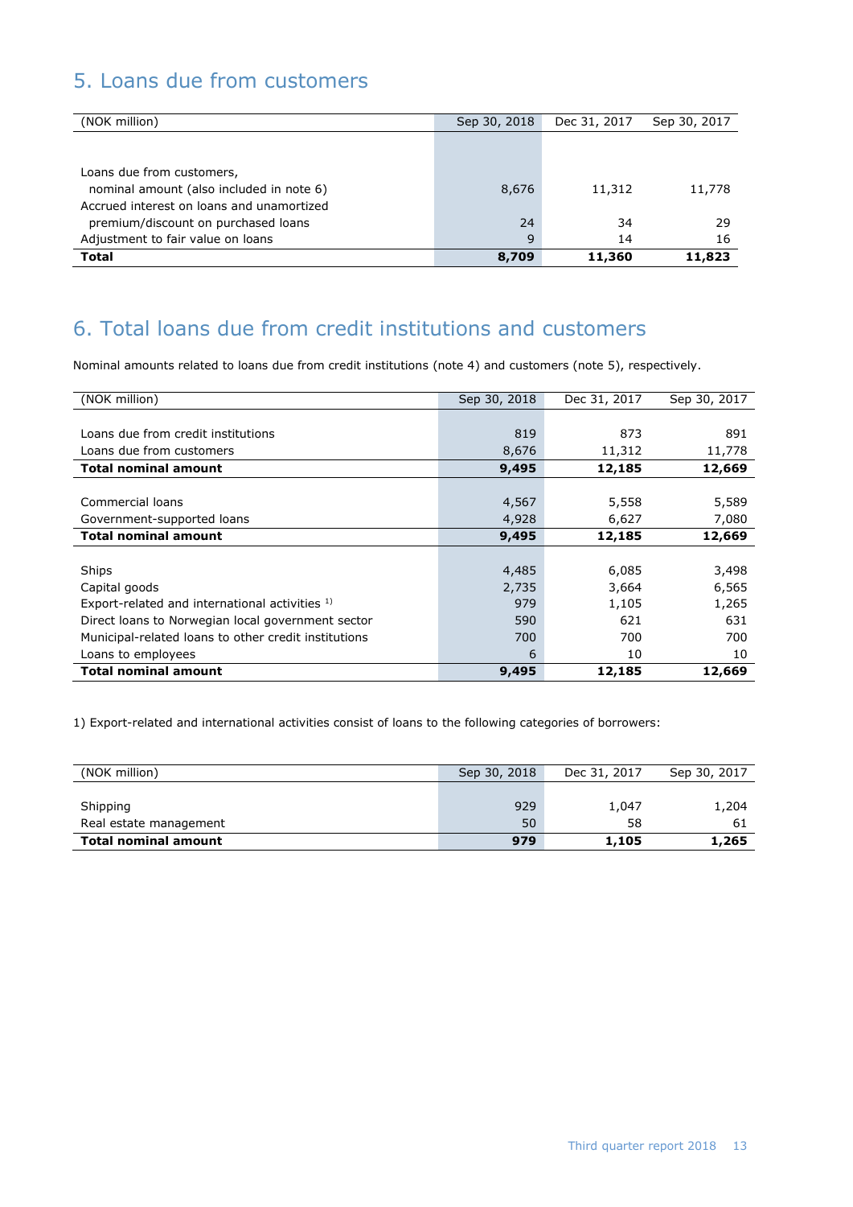## 5. Loans due from customers

| (NOK million) | Sep 30, 2018 | Dec 31, 2017 | Sep 30, 2017 |
|---|---|---|---|
| Loans due from customers, nominal amount (also included in note 6) | 8,676 | 11,312 | 11,778 |
| Accrued interest on loans and unamortized premium/discount on purchased loans | 24 | 34 | 29 |
| Adjustment to fair value on loans | 9 | 14 | 16 |
| **Total** | **8,709** | **11,360** | **11,823** |

## 6. Total loans due from credit institutions and customers

Nominal amounts related to loans due from credit institutions (note 4) and customers (note 5), respectively.

| (NOK million) | Sep 30, 2018 | Dec 31, 2017 | Sep 30, 2017 |
|---|---|---|---|
| Loans due from credit institutions | 819 | 873 | 891 |
| Loans due from customers | 8,676 | 11,312 | 11,778 |
| **Total nominal amount** | **9,495** | **12,185** | **12,669** |
| | | | |
| Commercial loans | 4,567 | 5,558 | 5,589 |
| Government-supported loans | 4,928 | 6,627 | 7,080 |
| **Total nominal amount** | **9,495** | **12,185** | **12,669** |
| | | | |
| Ships | 4,485 | 6,085 | 3,498 |
| Capital goods | 2,735 | 3,664 | 6,565 |
| Export-related and international activities [1] | 979 | 1,105 | 1,265 |
| Direct loans to Norwegian local government sector | 590 | 621 | 631 |
| Municipal-related loans to other credit institutions | 700 | 700 | 700 |
| Loans to employees | 6 | 10 | 10 |
| **Total nominal amount** | **9,495** | **12,185** | **12,669** |

1) Export-related and international activities consist of loans to the following categories of borrowers:

| (NOK million) | Sep 30, 2018 | Dec 31, 2017 | Sep 30, 2017 |
|---|---|---|---|
| Shipping | 929 | 1,047 | 1,204 |
| Real estate management | 50 | 58 | 61 |
| **Total nominal amount** | **979** | **1,105** | **1,265** |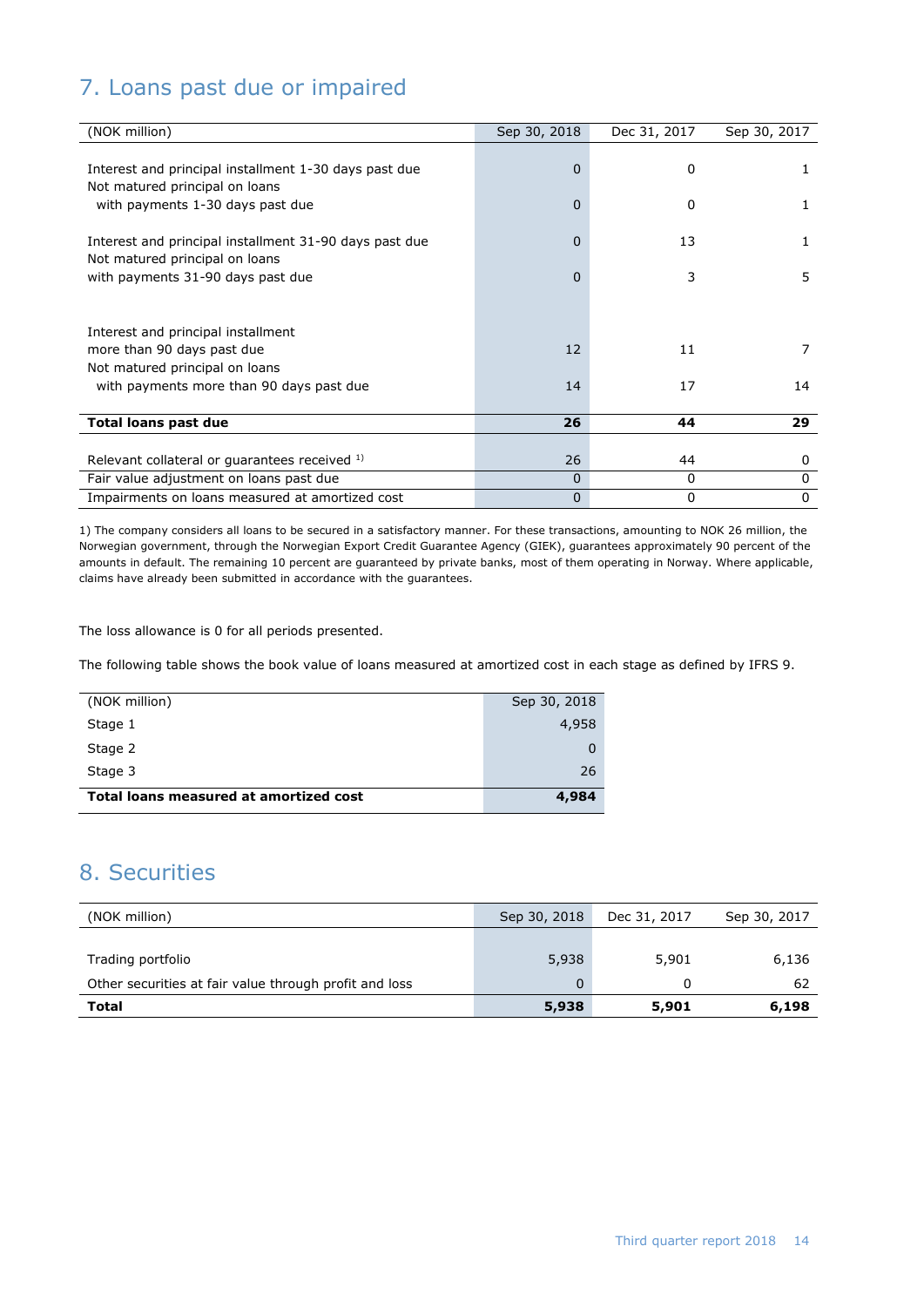## 7. Loans past due or impaired

| (NOK million) | Sep 30, 2018 | Dec 31, 2017 | Sep 30, 2017 |
|---|---|---|---|
| Interest and principal installment 1-30 days past due | 0 | 0 | 1 |
| Not matured principal on loans with payments 1-30 days past due | 0 | 0 | 1 |
| Interest and principal installment 31-90 days past due | 0 | 13 | 1 |
| Not matured principal on loans with payments 31-90 days past due | 0 | 3 | 5 |
| Interest and principal installment more than 90 days past due | 12 | 11 | 7 |
| Not matured principal on loans with payments more than 90 days past due | 14 | 17 | 14 |
| **Total loans past due** | **26** | **44** | **29** |
| Relevant collateral or guarantees received [1] | 26 | 44 | 0 |
| Fair value adjustment on loans past due | 0 | 0 | 0 |
| Impairments on loans measured at amortized cost | 0 | 0 | 0 |

1) The company considers all loans to be secured in a satisfactory manner. For these transactions, amounting to NOK 26 million, the Norwegian government, through the Norwegian Export Credit Guarantee Agency (GIEK), guarantees approximately 90 percent of the amounts in default. The remaining 10 percent are guaranteed by private banks, most of them operating in Norway. Where applicable, claims have already been submitted in accordance with the guarantees.

The loss allowance is 0 for all periods presented.

The following table shows the book value of loans measured at amortized cost in each stage as defined by IFRS 9.

| (NOK million) | Sep 30, 2018 |
|---|---|
| Stage 1 | 4,958 |
| Stage 2 | 0 |
| Stage 3 | 26 |
| **Total loans measured at amortized cost** | **4,984** |

## 8. Securities

| (NOK million) | Sep 30, 2018 | Dec 31, 2017 | Sep 30, 2017 |
|---|---|---|---|
| Trading portfolio | 5,938 | 5,901 | 6,136 |
| Other securities at fair value through profit and loss | 0 | 0 | 62 |
| **Total** | **5,938** | **5,901** | **6,198** |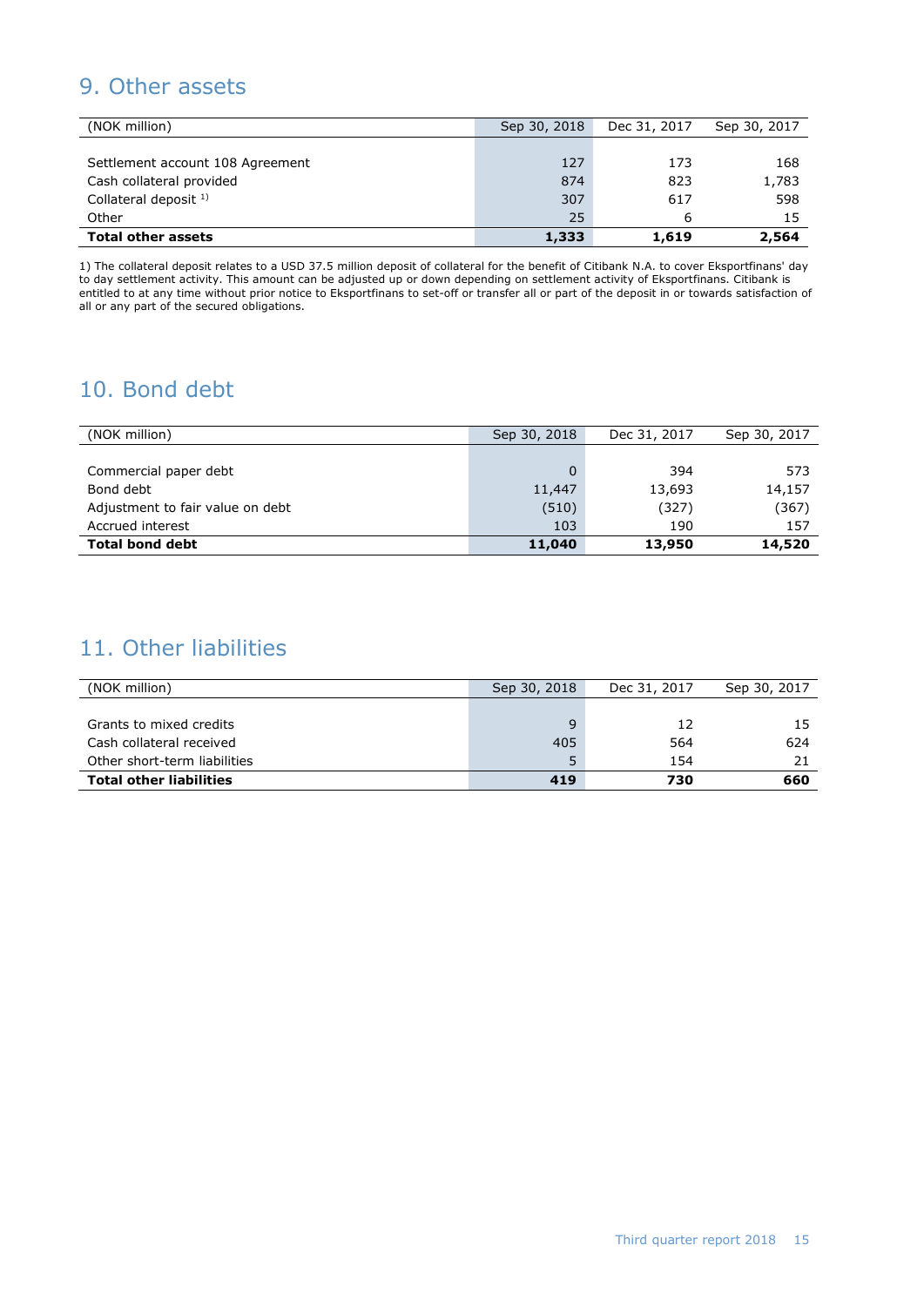## 9. Other assets

| (NOK million) | Sep 30, 2018 | Dec 31, 2017 | Sep 30, 2017 |
|---|---|---|---|
| Settlement account 108 Agreement | 127 | 173 | 168 |
| Cash collateral provided | 874 | 823 | 1,783 |
| Collateral deposit [1] | 307 | 617 | 598 |
| Other | 25 | 6 | 15 |
| **Total other assets** | **1,333** | **1,619** | **2,564** |

1) The collateral deposit relates to a USD 37.5 million deposit of collateral for the benefit of Citibank N.A. to cover Eksportfinans' day to day settlement activity. This amount can be adjusted up or down depending on settlement activity of Eksportfinans. Citibank is entitled to at any time without prior notice to Eksportfinans to set-off or transfer all or part of the deposit in or towards satisfaction of all or any part of the secured obligations.

## 10. Bond debt

| (NOK million) | Sep 30, 2018 | Dec 31, 2017 | Sep 30, 2017 |
|---|---|---|---|
| Commercial paper debt | 0 | 394 | 573 |
| Bond debt | 11,447 | 13,693 | 14,157 |
| Adjustment to fair value on debt | (510) | (327) | (367) |
| Accrued interest | 103 | 190 | 157 |
| **Total bond debt** | **11,040** | **13,950** | **14,520** |

## 11. Other liabilities

| (NOK million) | Sep 30, 2018 | Dec 31, 2017 | Sep 30, 2017 |
|---|---|---|---|
| Grants to mixed credits | 9 | 12 | 15 |
| Cash collateral received | 405 | 564 | 624 |
| Other short-term liabilities | 5 | 154 | 21 |
| **Total other liabilities** | **419** | **730** | **660** |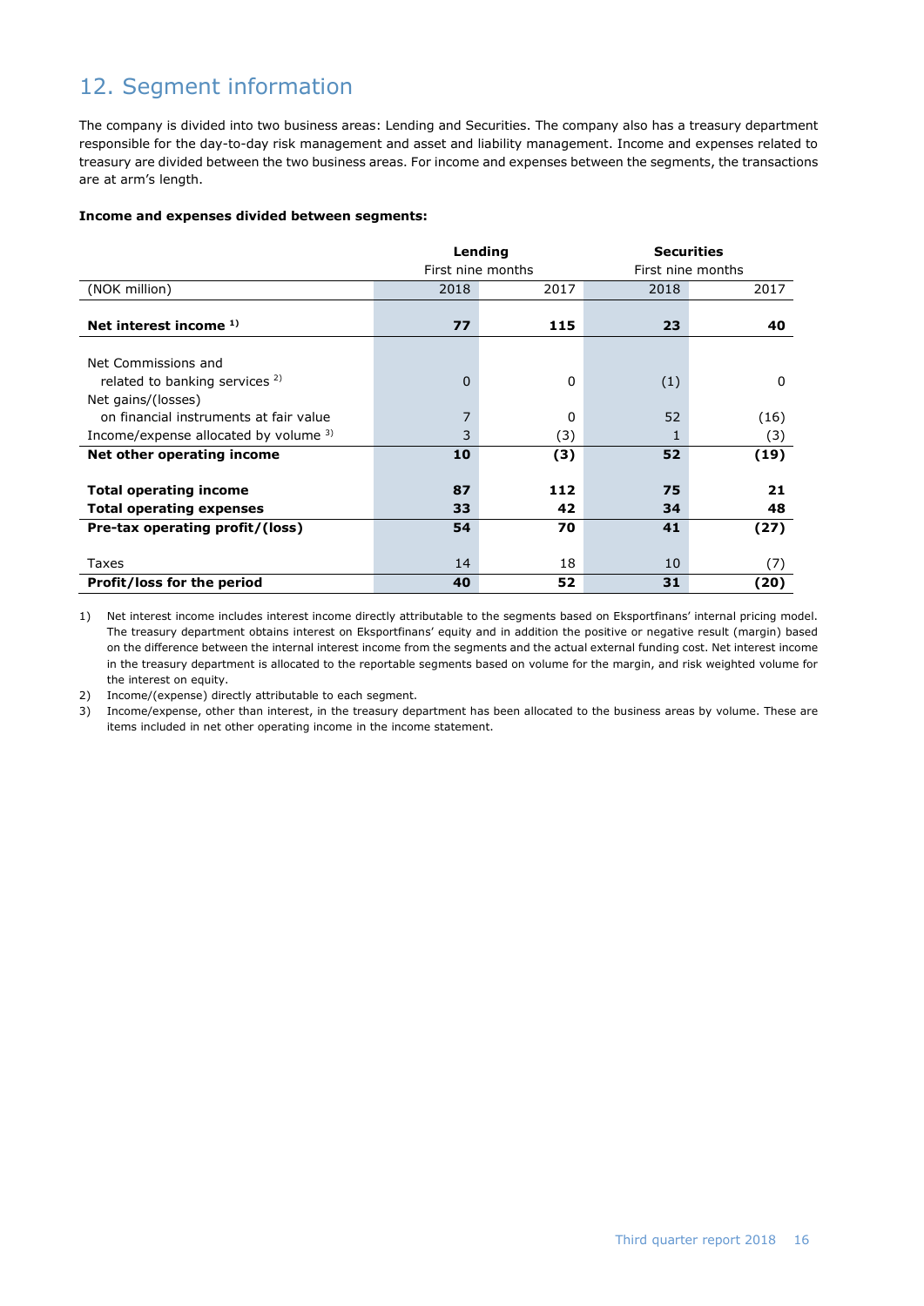## 12. Segment information

The company is divided into two business areas: Lending and Securities. The company also has a treasury department responsible for the day-to-day risk management and asset and liability management. Income and expenses related to treasury are divided between the two business areas. For income and expenses between the segments, the transactions are at arm's length.

**Income and expenses divided between segments:**

| | **Lending** | | **Securities** | |
|---|---|---|---|---|
| | First nine months | | First nine months | |
| (NOK million) | 2018 | 2017 | 2018 | 2017 |
| **Net interest income [1]** | **77** | **115** | **23** | **40** |
| Net Commissions and related to banking services [2] | 0 | 0 | (1) | 0 |
| Net gains/(losses) on financial instruments at fair value | 7 | 0 | 52 | (16) |
| Income/expense allocated by volume [3] | 3 | (3) | 1 | (3) |
| **Net other operating income** | **10** | **(3)** | **52** | **(19)** |
| **Total operating income** | **87** | **112** | **75** | **21** |
| **Total operating expenses** | **33** | **42** | **34** | **48** |
| **Pre-tax operating profit/(loss)** | **54** | **70** | **41** | **(27)** |
| Taxes | 14 | 18 | 10 | (7) |
| **Profit/loss for the period** | **40** | **52** | **31** | **(20)** |

1) Net interest income includes interest income directly attributable to the segments based on Eksportfinans' internal pricing model. The treasury department obtains interest on Eksportfinans' equity and in addition the positive or negative result (margin) based on the difference between the internal interest income from the segments and the actual external funding cost. Net interest income in the treasury department is allocated to the reportable segments based on volume for the margin, and risk weighted volume for the interest on equity.

2) Income/(expense) directly attributable to each segment.

3) Income/expense, other than interest, in the treasury department has been allocated to the business areas by volume. These are items included in net other operating income in the income statement.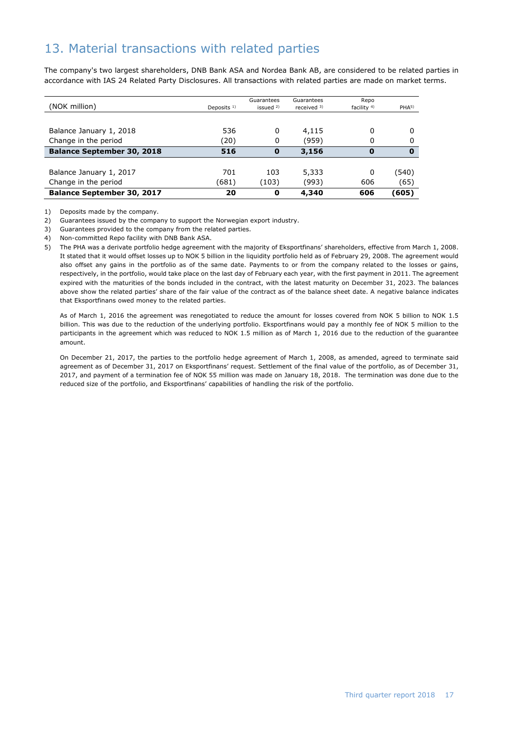## 13. Material transactions with related parties

The company's two largest shareholders, DNB Bank ASA and Nordea Bank AB, are considered to be related parties in accordance with IAS 24 Related Party Disclosures. All transactions with related parties are made on market terms.

| (NOK million) | Deposits [1] | Guarantees issued [2] | Guarantees received [3] | Repo facility [4] | PHA[5] |
|---|---|---|---|---|---|
| Balance January 1, 2018 | 536 | 0 | 4,115 | 0 | 0 |
| Change in the period | (20) | 0 | (959) | 0 | 0 |
| **Balance September 30, 2018** | **516** | **0** | **3,156** | **0** | **0** |
| Balance January 1, 2017 | 701 | 103 | 5,333 | 0 | (540) |
| Change in the period | (681) | (103) | (993) | 606 | (65) |
| **Balance September 30, 2017** | **20** | **0** | **4,340** | **606** | **(605)** |

1) Deposits made by the company.
2) Guarantees issued by the company to support the Norwegian export industry.
3) Guarantees provided to the company from the related parties.
4) Non-committed Repo facility with DNB Bank ASA.
5) The PHA was a derivate portfolio hedge agreement with the majority of Eksportfinans' shareholders, effective from March 1, 2008. It stated that it would offset losses up to NOK 5 billion in the liquidity portfolio held as of February 29, 2008. The agreement would also offset any gains in the portfolio as of the same date. Payments to or from the company related to the losses or gains, respectively, in the portfolio, would take place on the last day of February each year, with the first payment in 2011. The agreement expired with the maturities of the bonds included in the contract, with the latest maturity on December 31, 2023. The balances above show the related parties' share of the fair value of the contract as of the balance sheet date. A negative balance indicates that Eksportfinans owed money to the related parties.

   As of March 1, 2016 the agreement was renegotiated to reduce the amount for losses covered from NOK 5 billion to NOK 1.5 billion. This was due to the reduction of the underlying portfolio. Eksportfinans would pay a monthly fee of NOK 5 million to the participants in the agreement which was reduced to NOK 1.5 million as of March 1, 2016 due to the reduction of the guarantee amount.

   On December 21, 2017, the parties to the portfolio hedge agreement of March 1, 2008, as amended, agreed to terminate said agreement as of December 31, 2017 on Eksportfinans' request. Settlement of the final value of the portfolio, as of December 31, 2017, and payment of a termination fee of NOK 55 million was made on January 18, 2018. The termination was done due to the reduced size of the portfolio, and Eksportfinans' capabilities of handling the risk of the portfolio.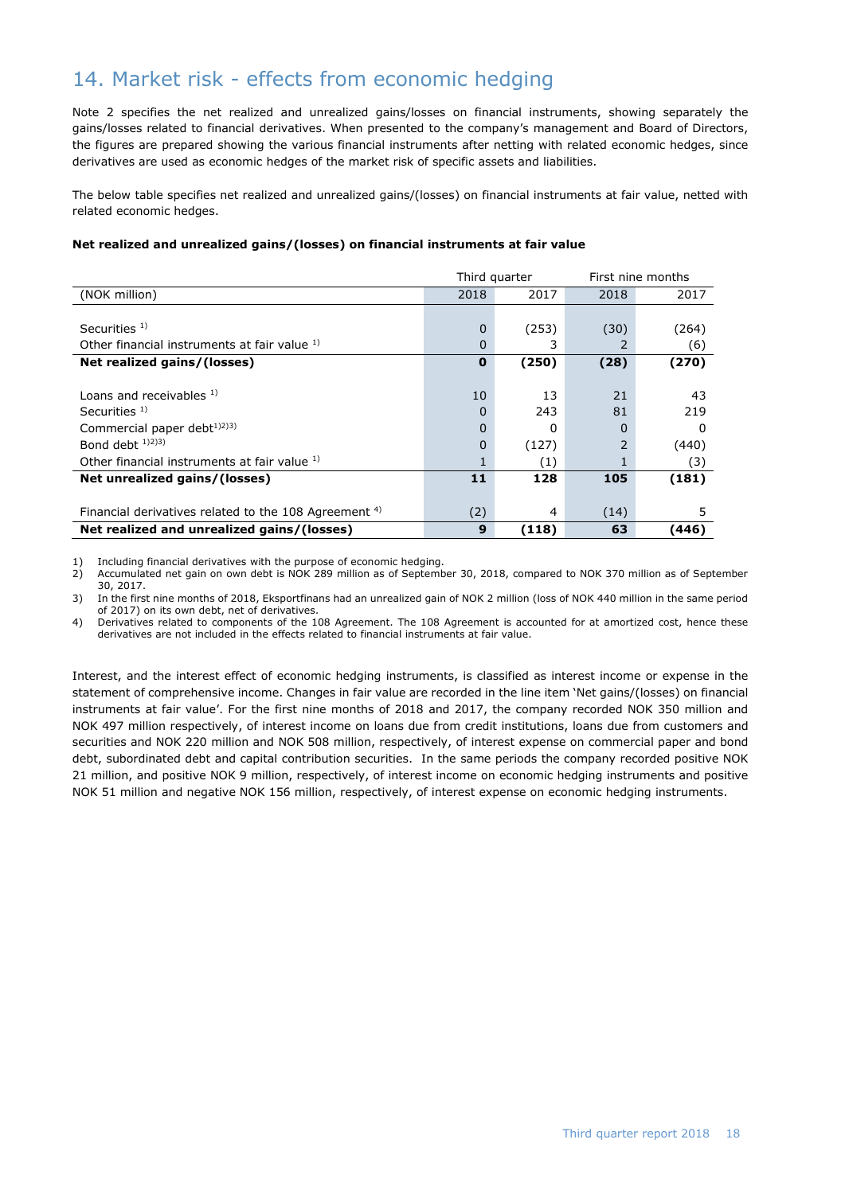## 14. Market risk - effects from economic hedging

Note 2 specifies the net realized and unrealized gains/losses on financial instruments, showing separately the gains/losses related to financial derivatives. When presented to the company's management and Board of Directors, the figures are prepared showing the various financial instruments after netting with related economic hedges, since derivatives are used as economic hedges of the market risk of specific assets and liabilities.

The below table specifies net realized and unrealized gains/(losses) on financial instruments at fair value, netted with related economic hedges.

**Net realized and unrealized gains/(losses) on financial instruments at fair value**

| | Third quarter | | First nine months | |
|---|---|---|---|---|
| (NOK million) | 2018 | 2017 | 2018 | 2017 |
| Securities [1] | 0 | (253) | (30) | (264) |
| Other financial instruments at fair value [1] | 0 | 3 | 2 | (6) |
| **Net realized gains/(losses)** | **0** | **(250)** | **(28)** | **(270)** |
| Loans and receivables [1] | 10 | 13 | 21 | 43 |
| Securities [1] | 0 | 243 | 81 | 219 |
| Commercial paper debt[1)2)3)] | 0 | 0 | 0 | 0 |
| Bond debt [1)2)3)] | 0 | (127) | 2 | (440) |
| Other financial instruments at fair value [1] | 1 | (1) | 1 | (3) |
| **Net unrealized gains/(losses)** | **11** | **128** | **105** | **(181)** |
| Financial derivatives related to the 108 Agreement [4] | (2) | 4 | (14) | 5 |
| **Net realized and unrealized gains/(losses)** | **9** | **(118)** | **63** | **(446)** |

1) Including financial derivatives with the purpose of economic hedging.
2) Accumulated net gain on own debt is NOK 289 million as of September 30, 2018, compared to NOK 370 million as of September 30, 2017.
3) In the first nine months of 2018, Eksportfinans had an unrealized gain of NOK 2 million (loss of NOK 440 million in the same period of 2017) on its own debt, net of derivatives.
4) Derivatives related to components of the 108 Agreement. The 108 Agreement is accounted for at amortized cost, hence these derivatives are not included in the effects related to financial instruments at fair value.

Interest, and the interest effect of economic hedging instruments, is classified as interest income or expense in the statement of comprehensive income. Changes in fair value are recorded in the line item 'Net gains/(losses) on financial instruments at fair value'. For the first nine months of 2018 and 2017, the company recorded NOK 350 million and NOK 497 million respectively, of interest income on loans due from credit institutions, loans due from customers and securities and NOK 220 million and NOK 508 million, respectively, of interest expense on commercial paper and bond debt, subordinated debt and capital contribution securities. In the same periods the company recorded positive NOK 21 million, and positive NOK 9 million, respectively, of interest income on economic hedging instruments and positive NOK 51 million and negative NOK 156 million, respectively, of interest expense on economic hedging instruments.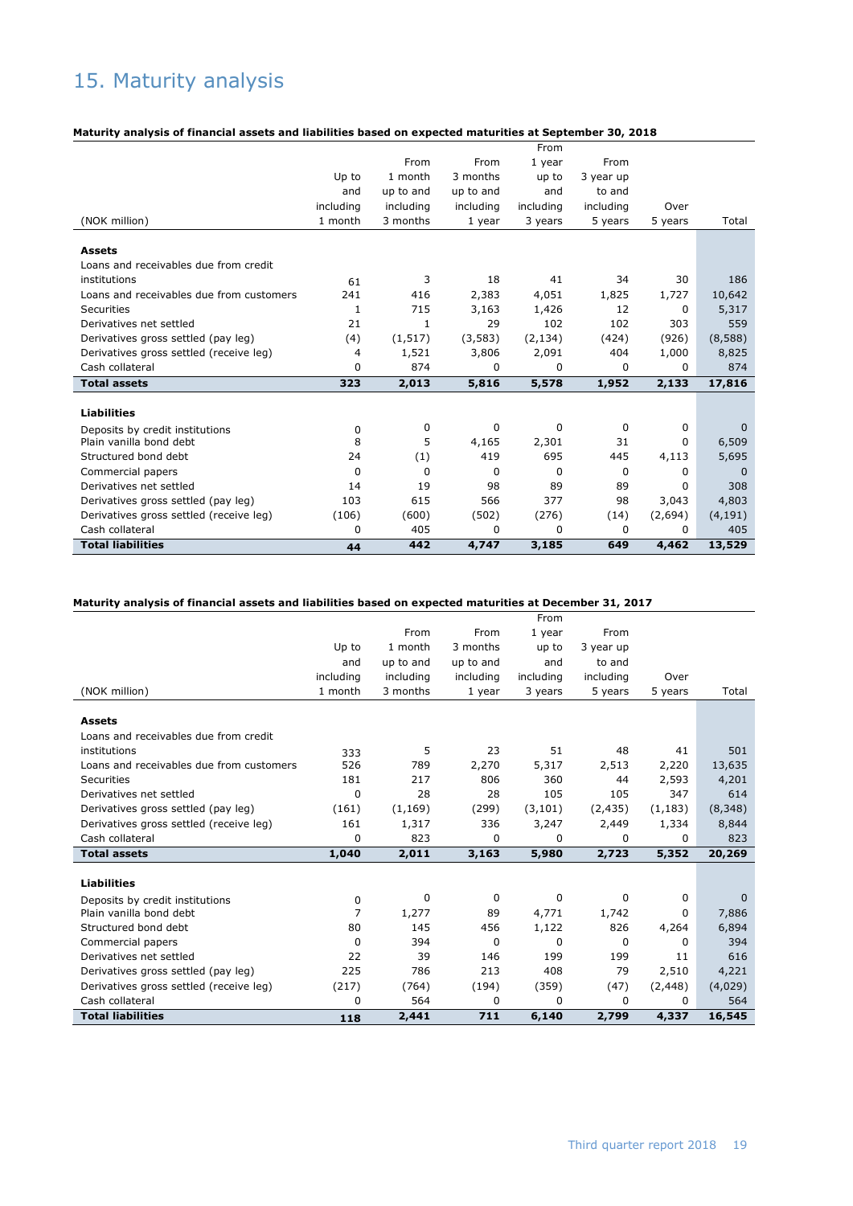# 15. Maturity analysis

**Maturity analysis of financial assets and liabilities based on expected maturities at September 30, 2018**

| (NOK million) | Up to and including 1 month | From 1 month up to and including 3 months | From 3 months up to and including 1 year | From 1 year up to and including 3 years | From 3 year up to and including 5 years | Over 5 years | Total |
|---|---|---|---|---|---|---|---|
| **Assets** | | | | | | | |
| Loans and receivables due from credit institutions | 61 | 3 | 18 | 41 | 34 | 30 | 186 |
| Loans and receivables due from customers | 241 | 416 | 2,383 | 4,051 | 1,825 | 1,727 | 10,642 |
| Securities | 1 | 715 | 3,163 | 1,426 | 12 | 0 | 5,317 |
| Derivatives net settled | 21 | 1 | 29 | 102 | 102 | 303 | 559 |
| Derivatives gross settled (pay leg) | (4) | (1,517) | (3,583) | (2,134) | (424) | (926) | (8,588) |
| Derivatives gross settled (receive leg) | 4 | 1,521 | 3,806 | 2,091 | 404 | 1,000 | 8,825 |
| Cash collateral | 0 | 874 | 0 | 0 | 0 | 0 | 874 |
| **Total assets** | **323** | **2,013** | **5,816** | **5,578** | **1,952** | **2,133** | **17,816** |
| **Liabilities** | | | | | | | |
| Deposits by credit institutions | 0 | 0 | 0 | 0 | 0 | 0 | 0 |
| Plain vanilla bond debt | 8 | 5 | 4,165 | 2,301 | 31 | 0 | 6,509 |
| Structured bond debt | 24 | (1) | 419 | 695 | 445 | 4,113 | 5,695 |
| Commercial papers | 0 | 0 | 0 | 0 | 0 | 0 | 0 |
| Derivatives net settled | 14 | 19 | 98 | 89 | 89 | 0 | 308 |
| Derivatives gross settled (pay leg) | 103 | 615 | 566 | 377 | 98 | 3,043 | 4,803 |
| Derivatives gross settled (receive leg) | (106) | (600) | (502) | (276) | (14) | (2,694) | (4,191) |
| Cash collateral | 0 | 405 | 0 | 0 | 0 | 0 | 405 |
| **Total liabilities** | **44** | **442** | **4,747** | **3,185** | **649** | **4,462** | **13,529** |

**Maturity analysis of financial assets and liabilities based on expected maturities at December 31, 2017**

| (NOK million) | Up to and including 1 month | From 1 month up to and including 3 months | From 3 months up to and including 1 year | From 1 year up to and including 3 years | From 3 year up to and including 5 years | Over 5 years | Total |
|---|---|---|---|---|---|---|---|
| **Assets** | | | | | | | |
| Loans and receivables due from credit institutions | 333 | 5 | 23 | 51 | 48 | 41 | 501 |
| Loans and receivables due from customers | 526 | 789 | 2,270 | 5,317 | 2,513 | 2,220 | 13,635 |
| Securities | 181 | 217 | 806 | 360 | 44 | 2,593 | 4,201 |
| Derivatives net settled | 0 | 28 | 28 | 105 | 105 | 347 | 614 |
| Derivatives gross settled (pay leg) | (161) | (1,169) | (299) | (3,101) | (2,435) | (1,183) | (8,348) |
| Derivatives gross settled (receive leg) | 161 | 1,317 | 336 | 3,247 | 2,449 | 1,334 | 8,844 |
| Cash collateral | 0 | 823 | 0 | 0 | 0 | 0 | 823 |
| **Total assets** | **1,040** | **2,011** | **3,163** | **5,980** | **2,723** | **5,352** | **20,269** |
| **Liabilities** | | | | | | | |
| Deposits by credit institutions | 0 | 0 | 0 | 0 | 0 | 0 | 0 |
| Plain vanilla bond debt | 7 | 1,277 | 89 | 4,771 | 1,742 | 0 | 7,886 |
| Structured bond debt | 80 | 145 | 456 | 1,122 | 826 | 4,264 | 6,894 |
| Commercial papers | 0 | 394 | 0 | 0 | 0 | 0 | 394 |
| Derivatives net settled | 22 | 39 | 146 | 199 | 199 | 11 | 616 |
| Derivatives gross settled (pay leg) | 225 | 786 | 213 | 408 | 79 | 2,510 | 4,221 |
| Derivatives gross settled (receive leg) | (217) | (764) | (194) | (359) | (47) | (2,448) | (4,029) |
| Cash collateral | 0 | 564 | 0 | 0 | 0 | 0 | 564 |
| **Total liabilities** | **118** | **2,441** | **711** | **6,140** | **2,799** | **4,337** | **16,545** |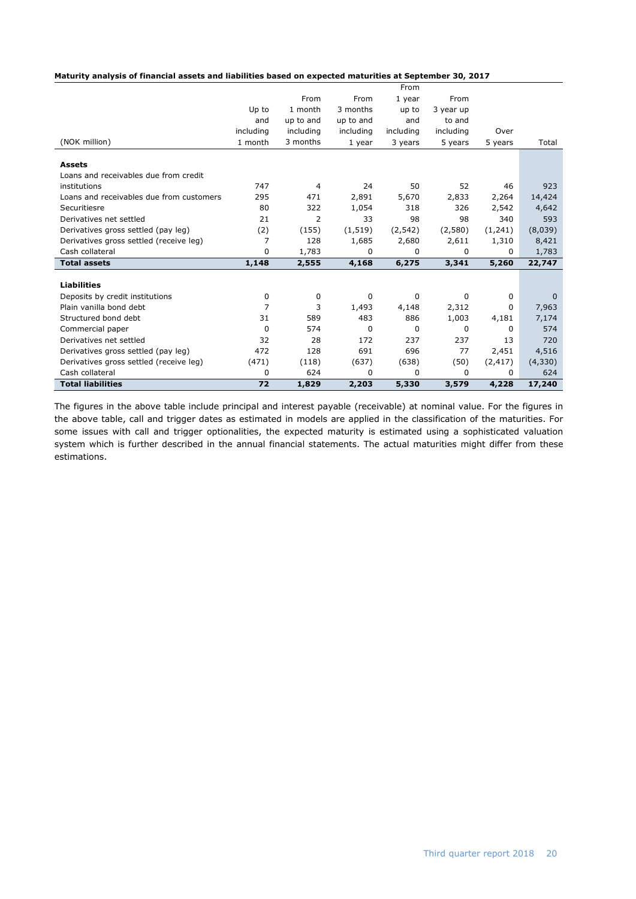**Maturity analysis of financial assets and liabilities based on expected maturities at September 30, 2017**

| (NOK million) | Up to and including 1 month | From 1 month up to and including 3 months | From 3 months up to and including 1 year | From 1 year up to and including 3 years | From 3 year up to and including 5 years | Over 5 years | Total |
|---|---|---|---|---|---|---|---|
| **Assets** | | | | | | | |
| Loans and receivables due from credit institutions | 747 | 4 | 24 | 50 | 52 | 46 | 923 |
| Loans and receivables due from customers | 295 | 471 | 2,891 | 5,670 | 2,833 | 2,264 | 14,424 |
| Securitiesre | 80 | 322 | 1,054 | 318 | 326 | 2,542 | 4,642 |
| Derivatives net settled | 21 | 2 | 33 | 98 | 98 | 340 | 593 |
| Derivatives gross settled (pay leg) | (2) | (155) | (1,519) | (2,542) | (2,580) | (1,241) | (8,039) |
| Derivatives gross settled (receive leg) | 7 | 128 | 1,685 | 2,680 | 2,611 | 1,310 | 8,421 |
| Cash collateral | 0 | 1,783 | 0 | 0 | 0 | 0 | 1,783 |
| **Total assets** | **1,148** | **2,555** | **4,168** | **6,275** | **3,341** | **5,260** | **22,747** |
| **Liabilities** | | | | | | | |
| Deposits by credit institutions | 0 | 0 | 0 | 0 | 0 | 0 | 0 |
| Plain vanilla bond debt | 7 | 3 | 1,493 | 4,148 | 2,312 | 0 | 7,963 |
| Structured bond debt | 31 | 589 | 483 | 886 | 1,003 | 4,181 | 7,174 |
| Commercial paper | 0 | 574 | 0 | 0 | 0 | 0 | 574 |
| Derivatives net settled | 32 | 28 | 172 | 237 | 237 | 13 | 720 |
| Derivatives gross settled (pay leg) | 472 | 128 | 691 | 696 | 77 | 2,451 | 4,516 |
| Derivatives gross settled (receive leg) | (471) | (118) | (637) | (638) | (50) | (2,417) | (4,330) |
| Cash collateral | 0 | 624 | 0 | 0 | 0 | 0 | 624 |
| **Total liabilities** | **72** | **1,829** | **2,203** | **5,330** | **3,579** | **4,228** | **17,240** |

The figures in the above table include principal and interest payable (receivable) at nominal value. For the figures in the above table, call and trigger dates as estimated in models are applied in the classification of the maturities. For some issues with call and trigger optionalities, the expected maturity is estimated using a sophisticated valuation system which is further described in the annual financial statements. The actual maturities might differ from these estimations.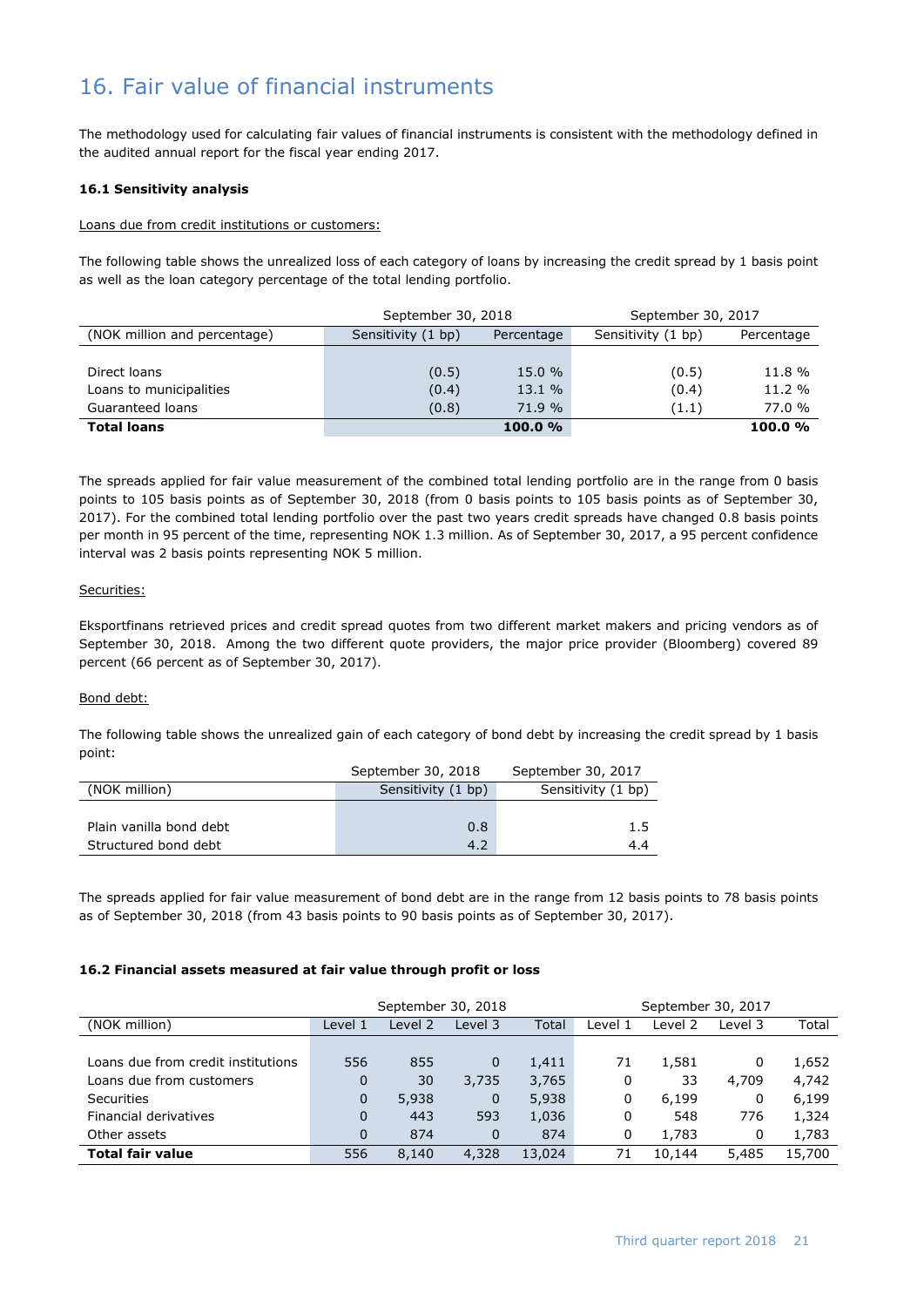# 16. Fair value of financial instruments

The methodology used for calculating fair values of financial instruments is consistent with the methodology defined in the audited annual report for the fiscal year ending 2017.

### 16.1 Sensitivity analysis

Loans due from credit institutions or customers:

The following table shows the unrealized loss of each category of loans by increasing the credit spread by 1 basis point as well as the loan category percentage of the total lending portfolio.

| | September 30, 2018 | | September 30, 2017 | |
|---|---|---|---|---|
| (NOK million and percentage) | Sensitivity (1 bp) | Percentage | Sensitivity (1 bp) | Percentage |
| Direct loans | (0.5) | 15.0 % | (0.5) | 11.8 % |
| Loans to municipalities | (0.4) | 13.1 % | (0.4) | 11.2 % |
| Guaranteed loans | (0.8) | 71.9 % | (1.1) | 77.0 % |
| **Total loans** | | **100.0 %** | | **100.0 %** |

The spreads applied for fair value measurement of the combined total lending portfolio are in the range from 0 basis points to 105 basis points as of September 30, 2018 (from 0 basis points to 105 basis points as of September 30, 2017). For the combined total lending portfolio over the past two years credit spreads have changed 0.8 basis points per month in 95 percent of the time, representing NOK 1.3 million. As of September 30, 2017, a 95 percent confidence interval was 2 basis points representing NOK 5 million.

Securities:

Eksportfinans retrieved prices and credit spread quotes from two different market makers and pricing vendors as of September 30, 2018. Among the two different quote providers, the major price provider (Bloomberg) covered 89 percent (66 percent as of September 30, 2017).

Bond debt:

The following table shows the unrealized gain of each category of bond debt by increasing the credit spread by 1 basis point:

| | September 30, 2018 | September 30, 2017 |
|---|---|---|
| (NOK million) | Sensitivity (1 bp) | Sensitivity (1 bp) |
| Plain vanilla bond debt | 0.8 | 1.5 |
| Structured bond debt | 4.2 | 4.4 |

The spreads applied for fair value measurement of bond debt are in the range from 12 basis points to 78 basis points as of September 30, 2018 (from 43 basis points to 90 basis points as of September 30, 2017).

### 16.2 Financial assets measured at fair value through profit or loss

| | September 30, 2018 | | | | September 30, 2017 | | | |
|---|---|---|---|---|---|---|---|---|
| (NOK million) | Level 1 | Level 2 | Level 3 | Total | Level 1 | Level 2 | Level 3 | Total |
| Loans due from credit institutions | 556 | 855 | 0 | 1,411 | 71 | 1,581 | 0 | 1,652 |
| Loans due from customers | 0 | 30 | 3,735 | 3,765 | 0 | 33 | 4,709 | 4,742 |
| Securities | 0 | 5,938 | 0 | 5,938 | 0 | 6,199 | 0 | 6,199 |
| Financial derivatives | 0 | 443 | 593 | 1,036 | 0 | 548 | 776 | 1,324 |
| Other assets | 0 | 874 | 0 | 874 | 0 | 1,783 | 0 | 1,783 |
| **Total fair value** | 556 | 8,140 | 4,328 | 13,024 | 71 | 10,144 | 5,485 | 15,700 |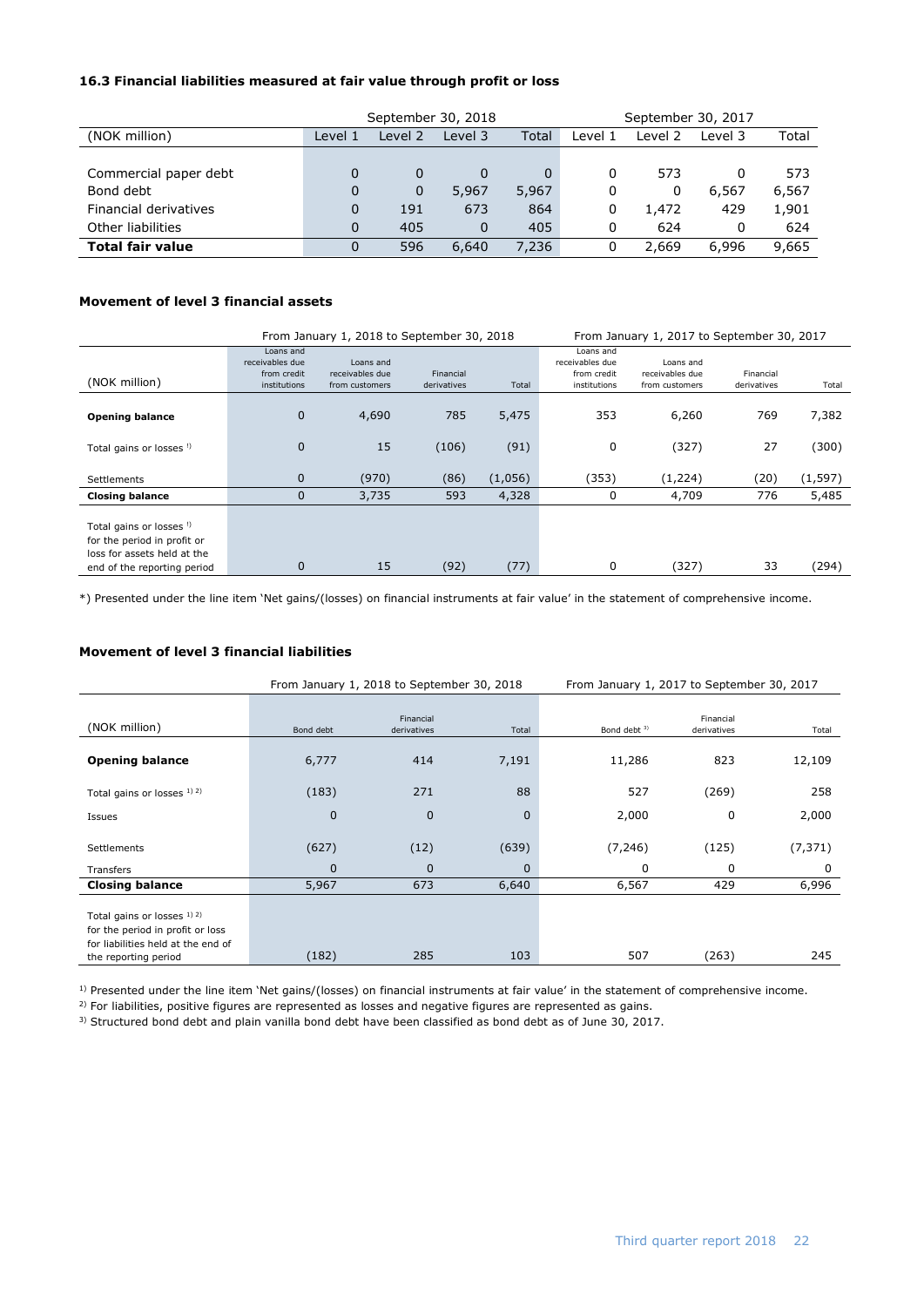### 16.3 Financial liabilities measured at fair value through profit or loss

| (NOK million) | September 30, 2018 | | | | September 30, 2017 | | | |
|---|---|---|---|---|---|---|---|---|
| | Level 1 | Level 2 | Level 3 | Total | Level 1 | Level 2 | Level 3 | Total |
| Commercial paper debt | 0 | 0 | 0 | 0 | 0 | 573 | 0 | 573 |
| Bond debt | 0 | 0 | 5,967 | 5,967 | 0 | 0 | 6,567 | 6,567 |
| Financial derivatives | 0 | 191 | 673 | 864 | 0 | 1,472 | 429 | 1,901 |
| Other liabilities | 0 | 405 | 0 | 405 | 0 | 624 | 0 | 624 |
| **Total fair value** | 0 | 596 | 6,640 | 7,236 | 0 | 2,669 | 6,996 | 9,665 |

### Movement of level 3 financial assets

| (NOK million) | From January 1, 2018 to September 30, 2018 | | | | From January 1, 2017 to September 30, 2017 | | | |
|---|---|---|---|---|---|---|---|---|
| | Loans and receivables due from credit institutions | Loans and receivables due from customers | Financial derivatives | Total | Loans and receivables due from credit institutions | Loans and receivables due from customers | Financial derivatives | Total |
| **Opening balance** | 0 | 4,690 | 785 | 5,475 | 353 | 6,260 | 769 | 7,382 |
| Total gains or losses [1] | 0 | 15 | (106) | (91) | 0 | (327) | 27 | (300) |
| Settlements | 0 | (970) | (86) | (1,056) | (353) | (1,224) | (20) | (1,597) |
| **Closing balance** | 0 | 3,735 | 593 | 4,328 | 0 | 4,709 | 776 | 5,485 |
| Total gains or losses [1] for the period in profit or loss for assets held at the end of the reporting period | 0 | 15 | (92) | (77) | 0 | (327) | 33 | (294) |

*) Presented under the line item 'Net gains/(losses) on financial instruments at fair value' in the statement of comprehensive income.

### Movement of level 3 financial liabilities

| (NOK million) | From January 1, 2018 to September 30, 2018 | | | From January 1, 2017 to September 30, 2017 | | |
|---|---|---|---|---|---|---|
| | Bond debt | Financial derivatives | Total | Bond debt [3] | Financial derivatives | Total |
| **Opening balance** | 6,777 | 414 | 7,191 | 11,286 | 823 | 12,109 |
| Total gains or losses [1] [2] | (183) | 271 | 88 | 527 | (269) | 258 |
| Issues | 0 | 0 | 0 | 2,000 | 0 | 2,000 |
| Settlements | (627) | (12) | (639) | (7,246) | (125) | (7,371) |
| Transfers | 0 | 0 | 0 | 0 | 0 | 0 |
| **Closing balance** | 5,967 | 673 | 6,640 | 6,567 | 429 | 6,996 |
| Total gains or losses [1] [2] for the period in profit or loss for liabilities held at the end of the reporting period | (182) | 285 | 103 | 507 | (263) | 245 |

[1] Presented under the line item 'Net gains/(losses) on financial instruments at fair value' in the statement of comprehensive income.

[2] For liabilities, positive figures are represented as losses and negative figures are represented as gains.

[3] Structured bond debt and plain vanilla bond debt have been classified as bond debt as of June 30, 2017.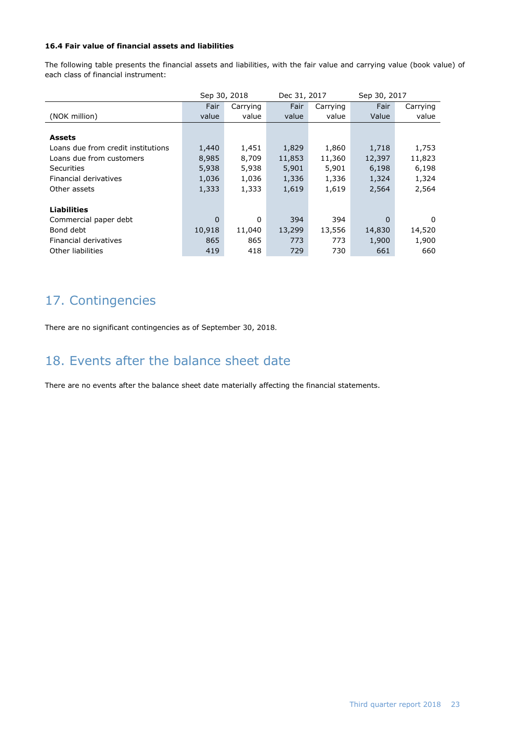#### 16.4 Fair value of financial assets and liabilities

The following table presents the financial assets and liabilities, with the fair value and carrying value (book value) of each class of financial instrument:

| | Sep 30, 2018 | | Dec 31, 2017 | | Sep 30, 2017 | |
|---|---|---|---|---|---|---|
| (NOK million) | Fair value | Carrying value | Fair value | Carrying value | Fair Value | Carrying value |
| **Assets** | | | | | | |
| Loans due from credit institutions | 1,440 | 1,451 | 1,829 | 1,860 | 1,718 | 1,753 |
| Loans due from customers | 8,985 | 8,709 | 11,853 | 11,360 | 12,397 | 11,823 |
| Securities | 5,938 | 5,938 | 5,901 | 5,901 | 6,198 | 6,198 |
| Financial derivatives | 1,036 | 1,036 | 1,336 | 1,336 | 1,324 | 1,324 |
| Other assets | 1,333 | 1,333 | 1,619 | 1,619 | 2,564 | 2,564 |
| **Liabilities** | | | | | | |
| Commercial paper debt | 0 | 0 | 394 | 394 | 0 | 0 |
| Bond debt | 10,918 | 11,040 | 13,299 | 13,556 | 14,830 | 14,520 |
| Financial derivatives | 865 | 865 | 773 | 773 | 1,900 | 1,900 |
| Other liabilities | 419 | 418 | 729 | 730 | 661 | 660 |

## 17. Contingencies

There are no significant contingencies as of September 30, 2018.

## 18. Events after the balance sheet date

There are no events after the balance sheet date materially affecting the financial statements.